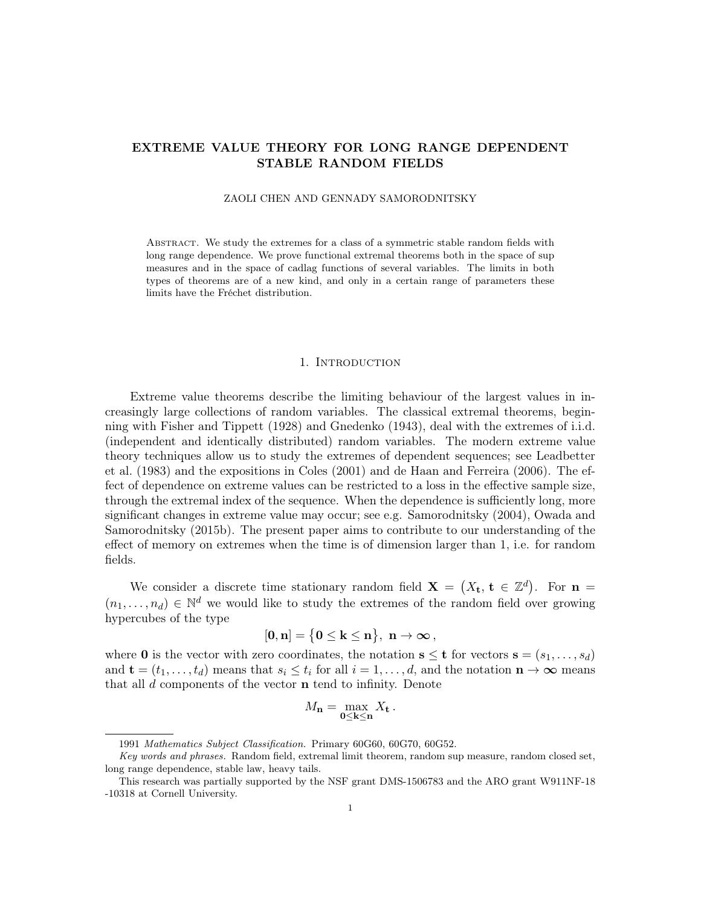# EXTREME VALUE THEORY FOR LONG RANGE DEPENDENT STABLE RANDOM FIELDS

ZAOLI CHEN AND GENNADY SAMORODNITSKY

Abstract. We study the extremes for a class of a symmetric stable random fields with long range dependence. We prove functional extremal theorems both in the space of sup measures and in the space of cadlag functions of several variables. The limits in both types of theorems are of a new kind, and only in a certain range of parameters these limits have the Fréchet distribution.

## 1. Introduction

Extreme value theorems describe the limiting behaviour of the largest values in increasingly large collections of random variables. The classical extremal theorems, beginning with Fisher and Tippett (1928) and Gnedenko (1943), deal with the extremes of i.i.d. (independent and identically distributed) random variables. The modern extreme value theory techniques allow us to study the extremes of dependent sequences; see Leadbetter et al. (1983) and the expositions in Coles (2001) and de Haan and Ferreira (2006). The effect of dependence on extreme values can be restricted to a loss in the effective sample size, through the extremal index of the sequence. When the dependence is sufficiently long, more significant changes in extreme value may occur; see e.g. Samorodnitsky (2004), Owada and Samorodnitsky (2015b). The present paper aims to contribute to our understanding of the effect of memory on extremes when the time is of dimension larger than 1, i.e. for random fields.

We consider a discrete time stationary random field $\mathbf{X} = \big(X_{\mathbf{t}},\, \mathbf{t} \in \mathbb{Z}^d\big)$. For $\mathbf{n} = (n_1, \ldots, n_d) \in \mathbb{N}^d$ we would like to study the extremes of the random field over growing hypercubes of the type

$$[\mathbf{0}, \mathbf{n}] = \big\{\mathbf{0} \leq \mathbf{k} \leq \mathbf{n}\big\},\ \mathbf{n} \to \boldsymbol{\infty}\,,$$

where $\mathbf{0}$ is the vector with zero coordinates, the notation $\mathbf{s} \leq \mathbf{t}$ for vectors $\mathbf{s} = (s_1, \ldots, s_d)$ and $\mathbf{t} = (t_1, \ldots, t_d)$ means that $s_i \leq t_i$ for all $i = 1, \ldots, d$, and the notation $\mathbf{n} \to \boldsymbol{\infty}$ means that all $d$ components of the vector $\mathbf{n}$ tend to infinity. Denote

$$M_{\mathbf{n}} = \max_{\mathbf{0} \leq \mathbf{k} \leq \mathbf{n}} X_{\mathbf{t}}\,.$$

---

1991 *Mathematics Subject Classification.* Primary 60G60, 60G70, 60G52.

*Key words and phrases.* Random field, extremal limit theorem, random sup measure, random closed set, long range dependence, stable law, heavy tails.

This research was partially supported by the NSF grant DMS-1506783 and the ARO grant W911NF-18 -10318 at Cornell University.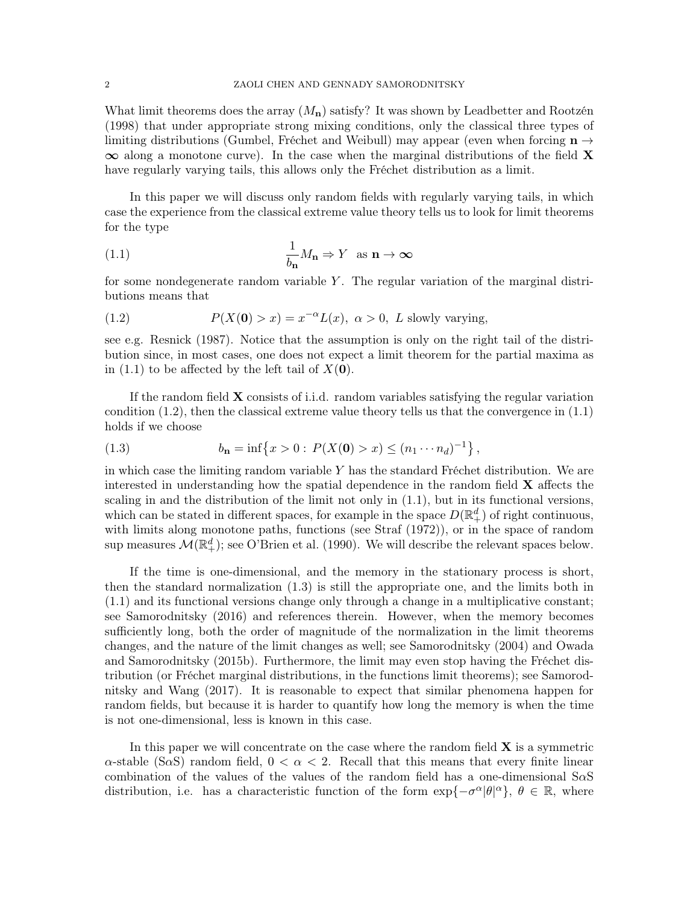What limit theorems does the array $(M_{\mathbf{n}})$ satisfy? It was shown by Leadbetter and Rootzén (1998) that under appropriate strong mixing conditions, only the classical three types of limiting distributions (Gumbel, Fréchet and Weibull) may appear (even when forcing $\mathbf{n} \to \boldsymbol{\infty}$ along a monotone curve). In the case when the marginal distributions of the field $\mathbf{X}$ have regularly varying tails, this allows only the Fréchet distribution as a limit.

In this paper we will discuss only random fields with regularly varying tails, in which case the experience from the classical extreme value theory tells us to look for limit theorems for the type

$$\frac{1}{b_{\mathbf{n}}} M_{\mathbf{n}} \Rightarrow Y \quad \text{as } \mathbf{n} \to \boldsymbol{\infty} \tag{1.1}$$

for some nondegenerate random variable $Y$. The regular variation of the marginal distributions means that

$$P(X(\mathbf{0}) > x) = x^{-\alpha} L(x), \ \alpha > 0, \ L \text{ slowly varying}, \tag{1.2}$$

see e.g. Resnick (1987). Notice that the assumption is only on the right tail of the distribution since, in most cases, one does not expect a limit theorem for the partial maxima as in (1.1) to be affected by the left tail of $X(\mathbf{0})$.

If the random field $\mathbf{X}$ consists of i.i.d. random variables satisfying the regular variation condition (1.2), then the classical extreme value theory tells us that the convergence in (1.1) holds if we choose

$$b_{\mathbf{n}} = \inf\left\{x > 0 : \ P(X(\mathbf{0}) > x) \leq (n_1 \cdots n_d)^{-1}\right\}, \tag{1.3}$$

in which case the limiting random variable $Y$ has the standard Fréchet distribution. We are interested in understanding how the spatial dependence in the random field $\mathbf{X}$ affects the scaling in and the distribution of the limit not only in (1.1), but in its functional versions, which can be stated in different spaces, for example in the space $D(\mathbb{R}_+^d)$ of right continuous, with limits along monotone paths, functions (see Straf (1972)), or in the space of random sup measures $\mathcal{M}(\mathbb{R}_+^d)$; see O'Brien et al. (1990). We will describe the relevant spaces below.

If the time is one-dimensional, and the memory in the stationary process is short, then the standard normalization (1.3) is still the appropriate one, and the limits both in (1.1) and its functional versions change only through a change in a multiplicative constant; see Samorodnitsky (2016) and references therein. However, when the memory becomes sufficiently long, both the order of magnitude of the normalization in the limit theorems changes, and the nature of the limit changes as well; see Samorodnitsky (2004) and Owada and Samorodnitsky (2015b). Furthermore, the limit may even stop having the Fréchet distribution (or Fréchet marginal distributions, in the functions limit theorems); see Samorodnitsky and Wang (2017). It is reasonable to expect that similar phenomena happen for random fields, but because it is harder to quantify how long the memory is when the time is not one-dimensional, less is known in this case.

In this paper we will concentrate on the case where the random field $\mathbf{X}$ is a symmetric $\alpha$-stable (S$\alpha$S) random field, $0 < \alpha < 2$. Recall that this means that every finite linear combination of the values of the values of the random field has a one-dimensional S$\alpha$S distribution, i.e. has a characteristic function of the form $\exp\{-\sigma^\alpha |\theta|^\alpha\}$, $\theta \in \mathbb{R}$, where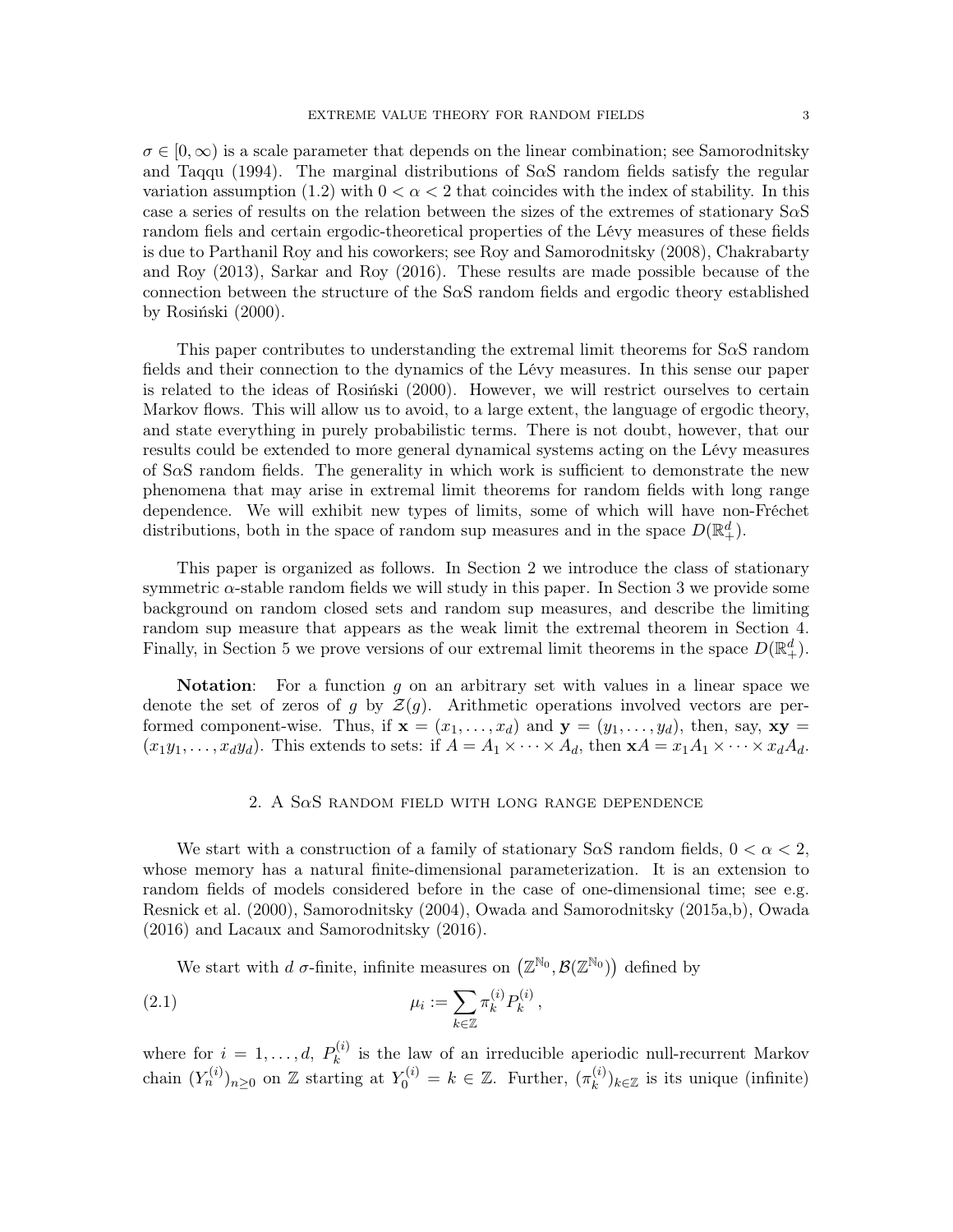$\sigma \in [0, \infty)$ is a scale parameter that depends on the linear combination; see Samorodnitsky and Taqqu (1994). The marginal distributions of S$\alpha$S random fields satisfy the regular variation assumption (1.2) with $0 < \alpha < 2$ that coincides with the index of stability. In this case a series of results on the relation between the sizes of the extremes of stationary S$\alpha$S random fiels and certain ergodic-theoretical properties of the Lévy measures of these fields is due to Parthanil Roy and his coworkers; see Roy and Samorodnitsky (2008), Chakrabarty and Roy (2013), Sarkar and Roy (2016). These results are made possible because of the connection between the structure of the S$\alpha$S random fields and ergodic theory established by Rosiński (2000).

This paper contributes to understanding the extremal limit theorems for S$\alpha$S random fields and their connection to the dynamics of the Lévy measures. In this sense our paper is related to the ideas of Rosiński (2000). However, we will restrict ourselves to certain Markov flows. This will allow us to avoid, to a large extent, the language of ergodic theory, and state everything in purely probabilistic terms. There is not doubt, however, that our results could be extended to more general dynamical systems acting on the Lévy measures of S$\alpha$S random fields. The generality in which work is sufficient to demonstrate the new phenomena that may arise in extremal limit theorems for random fields with long range dependence. We will exhibit new types of limits, some of which will have non-Fréchet distributions, both in the space of random sup measures and in the space $D(\mathbb{R}_+^d)$.

This paper is organized as follows. In Section 2 we introduce the class of stationary symmetric $\alpha$-stable random fields we will study in this paper. In Section 3 we provide some background on random closed sets and random sup measures, and describe the limiting random sup measure that appears as the weak limit the extremal theorem in Section 4. Finally, in Section 5 we prove versions of our extremal limit theorems in the space $D(\mathbb{R}_+^d)$.

**Notation**: For a function $g$ on an arbitrary set with values in a linear space we denote the set of zeros of $g$ by $\mathcal{Z}(g)$. Arithmetic operations involved vectors are performed component-wise. Thus, if $\mathbf{x} = (x_1, \ldots, x_d)$ and $\mathbf{y} = (y_1, \ldots, y_d)$, then, say, $\mathbf{xy} = (x_1y_1, \ldots, x_dy_d)$. This extends to sets: if $A = A_1 \times \cdots \times A_d$, then $\mathbf{x}A = x_1A_1 \times \cdots \times x_dA_d$.

## 2. A S$\alpha$S random field with long range dependence

We start with a construction of a family of stationary S$\alpha$S random fields, $0 < \alpha < 2$, whose memory has a natural finite-dimensional parameterization. It is an extension to random fields of models considered before in the case of one-dimensional time; see e.g. Resnick et al. (2000), Samorodnitsky (2004), Owada and Samorodnitsky (2015a,b), Owada (2016) and Lacaux and Samorodnitsky (2016).

We start with $d$ $\sigma$-finite, infinite measures on $\left(\mathbb{Z}^{\mathbb{N}_0}, \mathcal{B}(\mathbb{Z}^{\mathbb{N}_0})\right)$ defined by

$$\mu_i := \sum_{k \in \mathbb{Z}} \pi_k^{(i)} P_k^{(i)}\,, \tag{2.1}$$

where for $i = 1, \ldots, d$, $P_k^{(i)}$ is the law of an irreducible aperiodic null-recurrent Markov chain $(Y_n^{(i)})_{n \geq 0}$ on $\mathbb{Z}$ starting at $Y_0^{(i)} = k \in \mathbb{Z}$. Further, $(\pi_k^{(i)})_{k \in \mathbb{Z}}$ is its unique (infinite)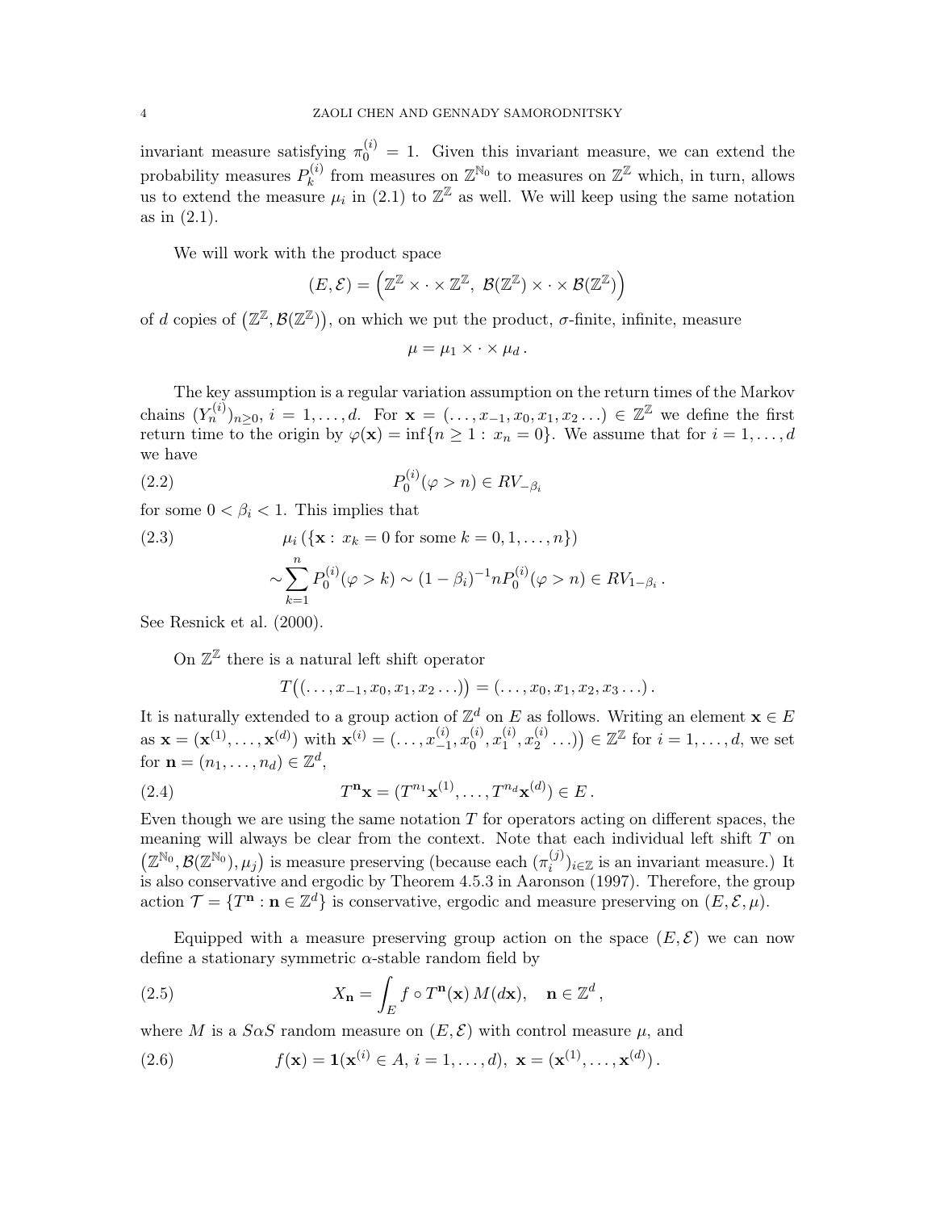invariant measure satisfying $\pi_0^{(i)} = 1$. Given this invariant measure, we can extend the probability measures $P_k^{(i)}$ from measures on $\mathbb{Z}^{\mathbb{N}_0}$ to measures on $\mathbb{Z}^{\mathbb{Z}}$ which, in turn, allows us to extend the measure $\mu_i$ in (2.1) to $\mathbb{Z}^{\mathbb{Z}}$ as well. We will keep using the same notation as in (2.1).

We will work with the product space

$$(E, \mathcal{E}) = \left(\mathbb{Z}^{\mathbb{Z}} \times \cdot \times \mathbb{Z}^{\mathbb{Z}},\ \mathcal{B}(\mathbb{Z}^{\mathbb{Z}}) \times \cdot \times \mathcal{B}(\mathbb{Z}^{\mathbb{Z}})\right)$$

of $d$ copies of $\left(\mathbb{Z}^{\mathbb{Z}}, \mathcal{B}(\mathbb{Z}^{\mathbb{Z}})\right)$, on which we put the product, $\sigma$-finite, infinite, measure

$$\mu = \mu_1 \times \cdot \times \mu_d \,.$$

The key assumption is a regular variation assumption on the return times of the Markov chains $(Y_n^{(i)})_{n\geq 0}$, $i = 1, \ldots, d$. For $\mathbf{x} = (\ldots, x_{-1}, x_0, x_1, x_2 \ldots) \in \mathbb{Z}^{\mathbb{Z}}$ we define the first return time to the origin by $\varphi(\mathbf{x}) = \inf\{n \geq 1 : x_n = 0\}$. We assume that for $i = 1, \ldots, d$ we have

$$P_0^{(i)}(\varphi > n) \in RV_{-\beta_i} \tag{2.2}$$

for some $0 < \beta_i < 1$. This implies that

$$\begin{aligned} &\mu_i\left(\{\mathbf{x} : x_k = 0 \text{ for some } k = 0, 1, \ldots, n\}\right) \\ &\sim \sum_{k=1}^{n} P_0^{(i)}(\varphi > k) \sim (1-\beta_i)^{-1} n P_0^{(i)}(\varphi > n) \in RV_{1-\beta_i} \,. \end{aligned} \tag{2.3}$$

See Resnick et al. (2000).

On $\mathbb{Z}^{\mathbb{Z}}$ there is a natural left shift operator

$$T\big((\ldots, x_{-1}, x_0, x_1, x_2 \ldots)\big) = (\ldots, x_0, x_1, x_2, x_3 \ldots) \,.$$

It is naturally extended to a group action of $\mathbb{Z}^d$ on $E$ as follows. Writing an element $\mathbf{x} \in E$ as $\mathbf{x} = (\mathbf{x}^{(1)}, \ldots, \mathbf{x}^{(d)})$ with $\mathbf{x}^{(i)} = (\ldots, x_{-1}^{(i)}, x_0^{(i)}, x_1^{(i)}, x_2^{(i)} \ldots)\big) \in \mathbb{Z}^{\mathbb{Z}}$ for $i = 1, \ldots, d$, we set for $\mathbf{n} = (n_1, \ldots, n_d) \in \mathbb{Z}^d$,

$$T^{\mathbf{n}}\mathbf{x} = (T^{n_1}\mathbf{x}^{(1)}, \ldots, T^{n_d}\mathbf{x}^{(d)}) \in E \,. \tag{2.4}$$

Even though we are using the same notation $T$ for operators acting on different spaces, the meaning will always be clear from the context. Note that each individual left shift $T$ on $\left(\mathbb{Z}^{\mathbb{N}_0}, \mathcal{B}(\mathbb{Z}^{\mathbb{N}_0}), \mu_j\right)$ is measure preserving (because each $(\pi_i^{(j)})_{i\in\mathbb{Z}}$ is an invariant measure.) It is also conservative and ergodic by Theorem 4.5.3 in Aaronson (1997). Therefore, the group action $\mathcal{T} = \{T^{\mathbf{n}} : \mathbf{n} \in \mathbb{Z}^d\}$ is conservative, ergodic and measure preserving on $(E, \mathcal{E}, \mu)$.

Equipped with a measure preserving group action on the space $(E, \mathcal{E})$ we can now define a stationary symmetric $\alpha$-stable random field by

$$X_{\mathbf{n}} = \int_E f \circ T^{\mathbf{n}}(\mathbf{x})\, M(d\mathbf{x}), \quad \mathbf{n} \in \mathbb{Z}^d \,, \tag{2.5}$$

where $M$ is a $S\alpha S$ random measure on $(E, \mathcal{E})$ with control measure $\mu$, and

$$f(\mathbf{x}) = \mathbf{1}(\mathbf{x}^{(i)} \in A,\ i = 1, \ldots, d),\ \mathbf{x} = (\mathbf{x}^{(1)}, \ldots, \mathbf{x}^{(d)}) \,. \tag{2.6}$$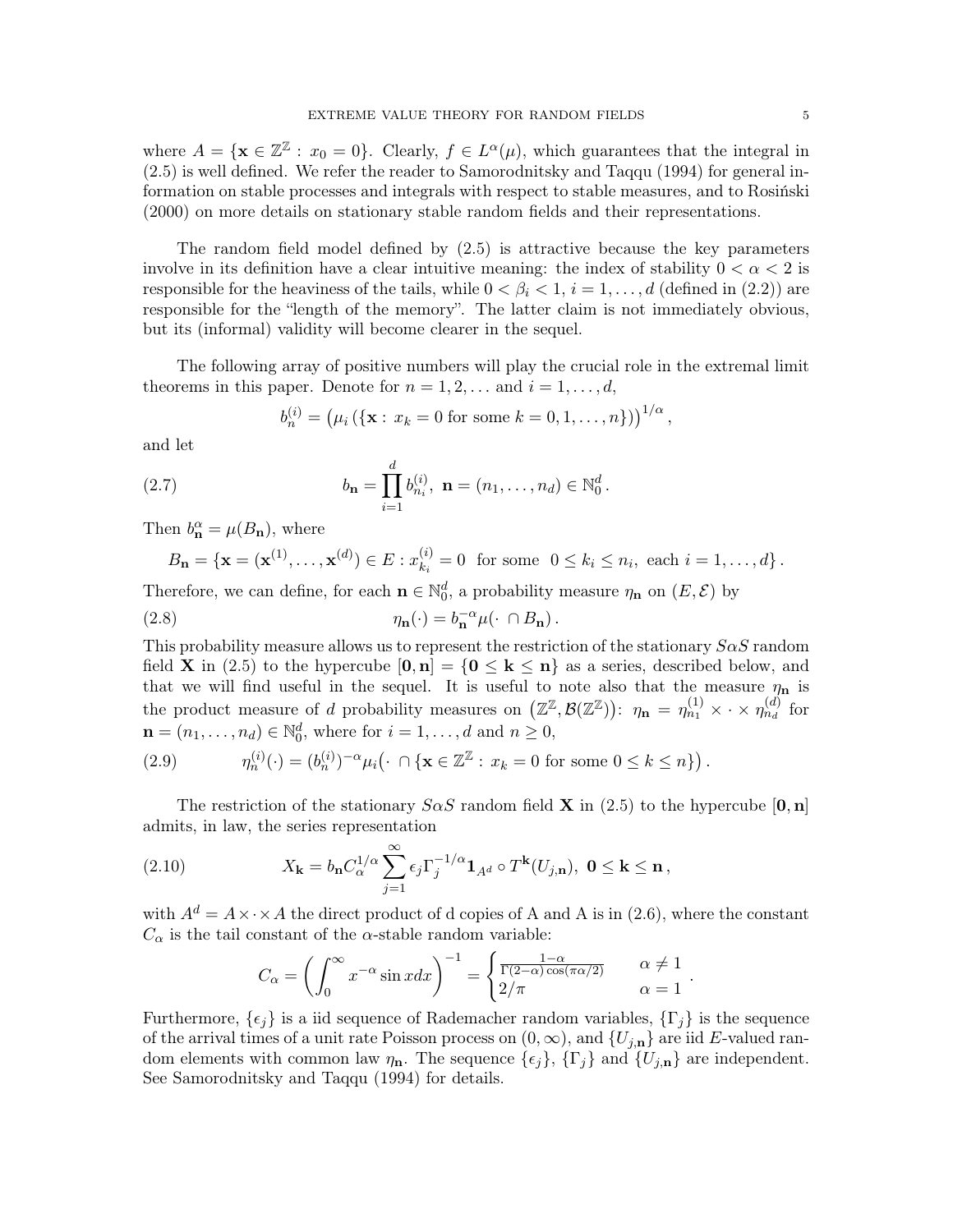where $A = \{\mathbf{x} \in \mathbb{Z}^{\mathbb{Z}} : x_0 = 0\}$. Clearly, $f \in L^\alpha(\mu)$, which guarantees that the integral in (2.5) is well defined. We refer the reader to Samorodnitsky and Taqqu (1994) for general information on stable processes and integrals with respect to stable measures, and to Rosiński (2000) on more details on stationary stable random fields and their representations.

The random field model defined by (2.5) is attractive because the key parameters involve in its definition have a clear intuitive meaning: the index of stability $0 < \alpha < 2$ is responsible for the heaviness of the tails, while $0 < \beta_i < 1$, $i = 1, \ldots, d$ (defined in (2.2)) are responsible for the "length of the memory". The latter claim is not immediately obvious, but its (informal) validity will become clearer in the sequel.

The following array of positive numbers will play the crucial role in the extremal limit theorems in this paper. Denote for $n = 1, 2, \ldots$ and $i = 1, \ldots, d$,

$$b_n^{(i)} = \left(\mu_i\left(\{\mathbf{x} : x_k = 0 \text{ for some } k = 0, 1, \ldots, n\}\right)\right)^{1/\alpha},$$

and let

$$b_{\mathbf{n}} = \prod_{i=1}^{d} b_{n_i}^{(i)}, \ \mathbf{n} = (n_1, \ldots, n_d) \in \mathbb{N}_0^d. \tag{2.7}$$

Then $b_{\mathbf{n}}^\alpha = \mu(B_{\mathbf{n}})$, where

$$B_{\mathbf{n}} = \{\mathbf{x} = (\mathbf{x}^{(1)}, \ldots, \mathbf{x}^{(d)}) \in E : x_{k_i}^{(i)} = 0 \ \text{ for some } \ 0 \le k_i \le n_i, \ \text{each } i = 1, \ldots, d\}.$$

Therefore, we can define, for each $\mathbf{n} \in \mathbb{N}_0^d$, a probability measure $\eta_{\mathbf{n}}$ on $(E, \mathcal{E})$ by

$$\eta_{\mathbf{n}}(\cdot) = b_{\mathbf{n}}^{-\alpha} \mu(\cdot \cap B_{\mathbf{n}}). \tag{2.8}$$

This probability measure allows us to represent the restriction of the stationary $S\alpha S$ random field $\mathbf{X}$ in (2.5) to the hypercube $[\mathbf{0}, \mathbf{n}] = \{\mathbf{0} \le \mathbf{k} \le \mathbf{n}\}$ as a series, described below, and that we will find useful in the sequel. It is useful to note also that the measure $\eta_{\mathbf{n}}$ is the product measure of $d$ probability measures on $\left(\mathbb{Z}^{\mathbb{Z}}, \mathcal{B}(\mathbb{Z}^{\mathbb{Z}})\right)$: $\eta_{\mathbf{n}} = \eta_{n_1}^{(1)} \times \cdot \times \eta_{n_d}^{(d)}$ for $\mathbf{n} = (n_1, \ldots, n_d) \in \mathbb{N}_0^d$, where for $i = 1, \ldots, d$ and $n \ge 0$,

$$\eta_n^{(i)}(\cdot) = (b_n^{(i)})^{-\alpha} \mu_i\big(\cdot \cap \{\mathbf{x} \in \mathbb{Z}^{\mathbb{Z}} : x_k = 0 \text{ for some } 0 \le k \le n\}\big). \tag{2.9}$$

The restriction of the stationary $S\alpha S$ random field $\mathbf{X}$ in (2.5) to the hypercube $[\mathbf{0}, \mathbf{n}]$ admits, in law, the series representation

$$X_{\mathbf{k}} = b_{\mathbf{n}} C_\alpha^{1/\alpha} \sum_{j=1}^{\infty} \epsilon_j \Gamma_j^{-1/\alpha} \mathbf{1}_{A^d} \circ T^{\mathbf{k}}(U_{j,\mathbf{n}}), \ \mathbf{0} \le \mathbf{k} \le \mathbf{n}, \tag{2.10}$$

with $A^d = A \times \cdot \times A$ the direct product of d copies of A and A is in (2.6), where the constant $C_\alpha$ is the tail constant of the $\alpha$-stable random variable:

$$C_\alpha = \left(\int_0^\infty x^{-\alpha} \sin x dx\right)^{-1} = \begin{cases} \frac{1-\alpha}{\Gamma(2-\alpha)\cos(\pi\alpha/2)} & \alpha \ne 1 \\ 2/\pi & \alpha = 1 \end{cases}.$$

Furthermore, $\{\epsilon_j\}$ is a iid sequence of Rademacher random variables, $\{\Gamma_j\}$ is the sequence of the arrival times of a unit rate Poisson process on $(0, \infty)$, and $\{U_{j,\mathbf{n}}\}$ are iid $E$-valued random elements with common law $\eta_{\mathbf{n}}$. The sequence $\{\epsilon_j\}$, $\{\Gamma_j\}$ and $\{U_{j,\mathbf{n}}\}$ are independent. See Samorodnitsky and Taqqu (1994) for details.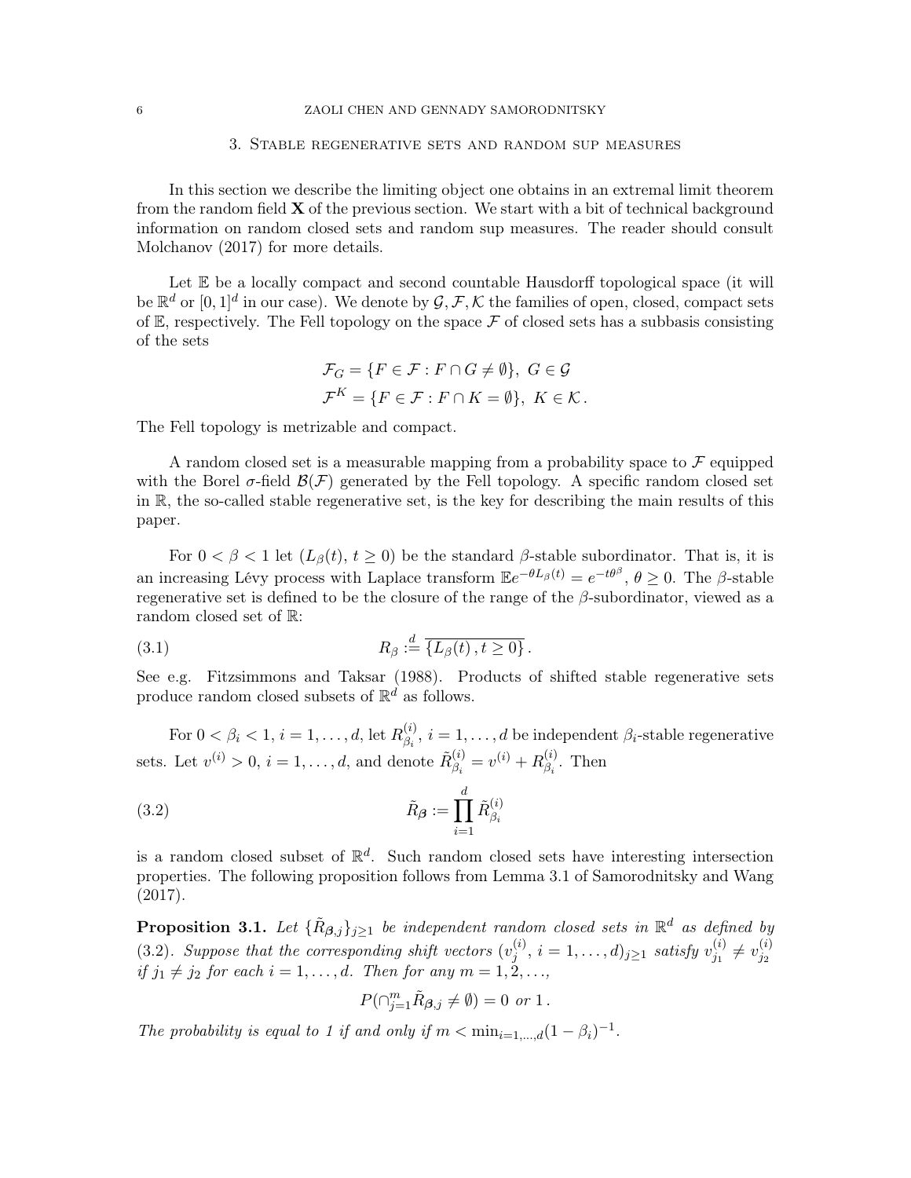## 3. Stable regenerative sets and random sup measures

In this section we describe the limiting object one obtains in an extremal limit theorem from the random field $\mathbf{X}$ of the previous section. We start with a bit of technical background information on random closed sets and random sup measures. The reader should consult Molchanov (2017) for more details.

Let $\mathbb{E}$ be a locally compact and second countable Hausdorff topological space (it will be $\mathbb{R}^d$ or $[0,1]^d$ in our case). We denote by $\mathcal{G}, \mathcal{F}, \mathcal{K}$ the families of open, closed, compact sets of $\mathbb{E}$, respectively. The Fell topology on the space $\mathcal{F}$ of closed sets has a subbasis consisting of the sets

$$
\begin{aligned}
\mathcal{F}_G &= \{F \in \mathcal{F} : F \cap G \neq \emptyset\},\ G \in \mathcal{G} \\
\mathcal{F}^K &= \{F \in \mathcal{F} : F \cap K = \emptyset\},\ K \in \mathcal{K}\,.
\end{aligned}
$$

The Fell topology is metrizable and compact.

A random closed set is a measurable mapping from a probability space to $\mathcal{F}$ equipped with the Borel $\sigma$-field $\mathcal{B}(\mathcal{F})$ generated by the Fell topology. A specific random closed set in $\mathbb{R}$, the so-called stable regenerative set, is the key for describing the main results of this paper.

For $0 < \beta < 1$ let $(L_\beta(t),\, t \geq 0)$ be the standard $\beta$-stable subordinator. That is, it is an increasing Lévy process with Laplace transform $\mathbb{E}e^{-\theta L_\beta(t)} = e^{-t\theta^\beta}$, $\theta \geq 0$. The $\beta$-stable regenerative set is defined to be the closure of the range of the $\beta$-subordinator, viewed as a random closed set of $\mathbb{R}$:

$$
R_\beta \overset{d}{:=} \overline{\{L_\beta(t)\,, t \geq 0\}}\,. \tag{3.1}
$$

See e.g. Fitzsimmons and Taksar (1988). Products of shifted stable regenerative sets produce random closed subsets of $\mathbb{R}^d$ as follows.

For $0 < \beta_i < 1$, $i = 1, \ldots, d$, let $R^{(i)}_{\beta_i}$, $i = 1, \ldots, d$ be independent $\beta_i$-stable regenerative sets. Let $v^{(i)} > 0$, $i = 1, \ldots, d$, and denote $\tilde{R}^{(i)}_{\beta_i} = v^{(i)} + R^{(i)}_{\beta_i}$. Then

$$
\tilde{R}_{\boldsymbol{\beta}} := \prod_{i=1}^d \tilde{R}^{(i)}_{\beta_i} \tag{3.2}
$$

is a random closed subset of $\mathbb{R}^d$. Such random closed sets have interesting intersection properties. The following proposition follows from Lemma 3.1 of Samorodnitsky and Wang (2017).

**Proposition 3.1.** *Let $\{\tilde{R}_{\boldsymbol{\beta},j}\}_{j\geq 1}$ be independent random closed sets in $\mathbb{R}^d$ as defined by (3.2). Suppose that the corresponding shift vectors $(v^{(i)}_j,\, i = 1, \ldots, d)_{j\geq 1}$ satisfy $v^{(i)}_{j_1} \neq v^{(i)}_{j_2}$ if $j_1 \neq j_2$ for each $i = 1, \ldots, d$. Then for any $m = 1, 2, \ldots$,*

$$
P(\cap_{j=1}^m \tilde{R}_{\boldsymbol{\beta},j} \neq \emptyset) = 0 \text{ or } 1\,.
$$

*The probability is equal to 1 if and only if $m < \min_{i=1,\ldots,d}(1-\beta_i)^{-1}$.*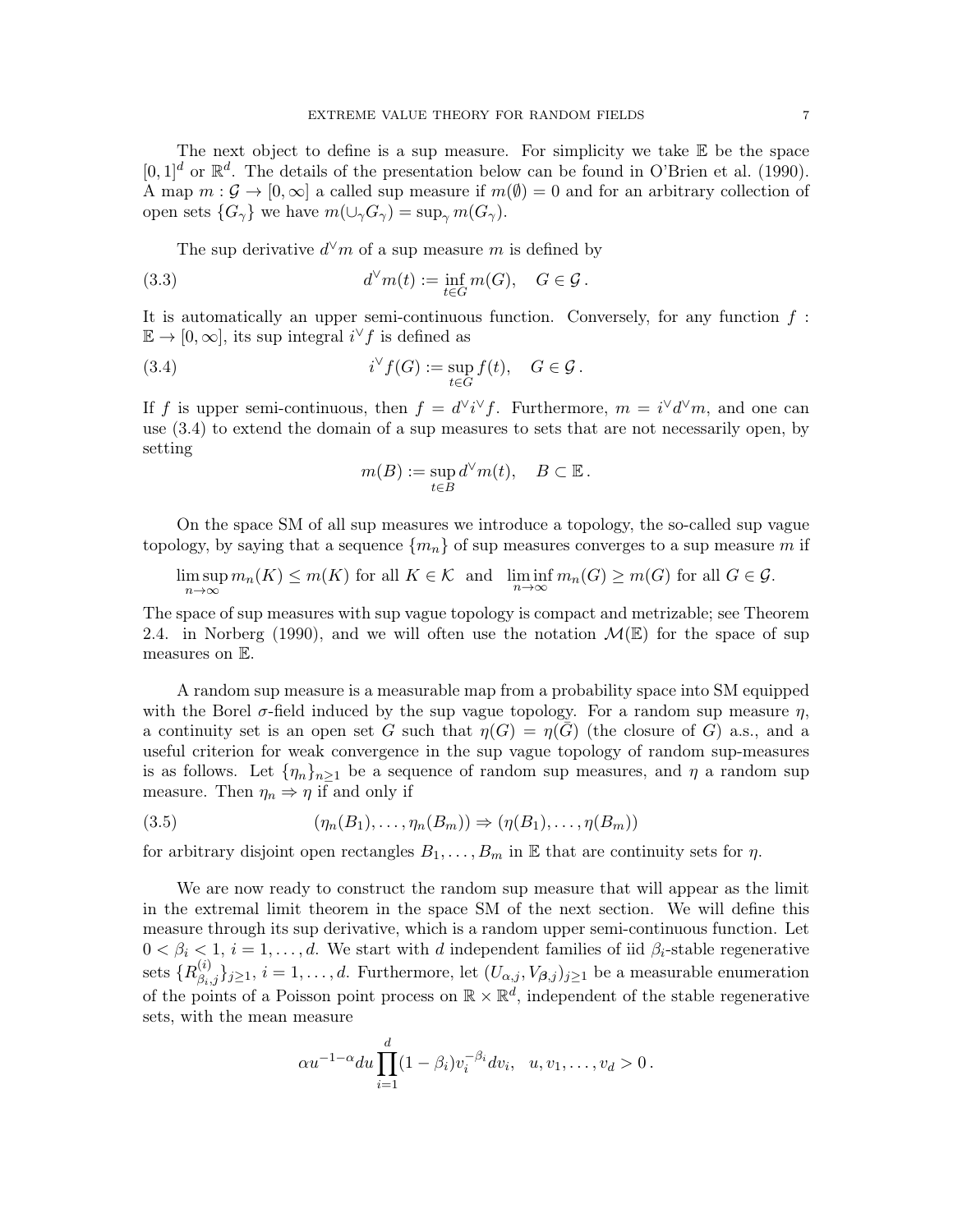The next object to define is a sup measure. For simplicity we take $\mathbb{E}$ be the space $[0,1]^d$ or $\mathbb{R}^d$. The details of the presentation below can be found in O'Brien et al. (1990). A map $m : \mathcal{G} \to [0,\infty]$ a called sup measure if $m(\emptyset) = 0$ and for an arbitrary collection of open sets $\{G_\gamma\}$ we have $m(\cup_\gamma G_\gamma) = \sup_\gamma m(G_\gamma)$.

The sup derivative $d^\vee m$ of a sup measure $m$ is defined by

$$d^\vee m(t) := \inf_{t \in G} m(G), \quad G \in \mathcal{G}\,. \tag{3.3}$$

It is automatically an upper semi-continuous function. Conversely, for any function $f : \mathbb{E} \to [0,\infty]$, its sup integral $i^\vee f$ is defined as

$$i^\vee f(G) := \sup_{t \in G} f(t), \quad G \in \mathcal{G}\,. \tag{3.4}$$

If $f$ is upper semi-continuous, then $f = d^\vee i^\vee f$. Furthermore, $m = i^\vee d^\vee m$, and one can use (3.4) to extend the domain of a sup measures to sets that are not necessarily open, by setting

$$m(B) := \sup_{t \in B} d^\vee m(t), \quad B \subset \mathbb{E}\,.$$

On the space SM of all sup measures we introduce a topology, the so-called sup vague topology, by saying that a sequence $\{m_n\}$ of sup measures converges to a sup measure $m$ if

$$\limsup_{n\to\infty} m_n(K) \le m(K) \text{ for all } K \in \mathcal{K} \;\text{ and }\; \liminf_{n\to\infty} m_n(G) \ge m(G) \text{ for all } G \in \mathcal{G}.$$

The space of sup measures with sup vague topology is compact and metrizable; see Theorem 2.4. in Norberg (1990), and we will often use the notation $\mathcal{M}(\mathbb{E})$ for the space of sup measures on $\mathbb{E}$.

A random sup measure is a measurable map from a probability space into SM equipped with the Borel $\sigma$-field induced by the sup vague topology. For a random sup measure $\eta$, a continuity set is an open set $G$ such that $\eta(G) = \eta(\bar{G})$ (the closure of $G$) a.s., and a useful criterion for weak convergence in the sup vague topology of random sup-measures is as follows. Let $\{\eta_n\}_{n\ge 1}$ be a sequence of random sup measures, and $\eta$ a random sup measure. Then $\eta_n \Rightarrow \eta$ if and only if

$$(\eta_n(B_1), \ldots, \eta_n(B_m)) \Rightarrow (\eta(B_1), \ldots, \eta(B_m)) \tag{3.5}$$

for arbitrary disjoint open rectangles $B_1, \ldots, B_m$ in $\mathbb{E}$ that are continuity sets for $\eta$.

We are now ready to construct the random sup measure that will appear as the limit in the extremal limit theorem in the space SM of the next section. We will define this measure through its sup derivative, which is a random upper semi-continuous function. Let $0 < \beta_i < 1$, $i = 1, \ldots, d$. We start with $d$ independent families of iid $\beta_i$-stable regenerative sets $\{R^{(i)}_{\beta_i,j}\}_{j\ge 1}$, $i = 1, \ldots, d$. Furthermore, let $(U_{\alpha,j}, V_{\boldsymbol{\beta},j})_{j\ge 1}$ be a measurable enumeration of the points of a Poisson point process on $\mathbb{R} \times \mathbb{R}^d$, independent of the stable regenerative sets, with the mean measure

$$\alpha u^{-1-\alpha} du \prod_{i=1}^{d} (1-\beta_i) v_i^{-\beta_i} dv_i, \quad u, v_1, \ldots, v_d > 0\,.$$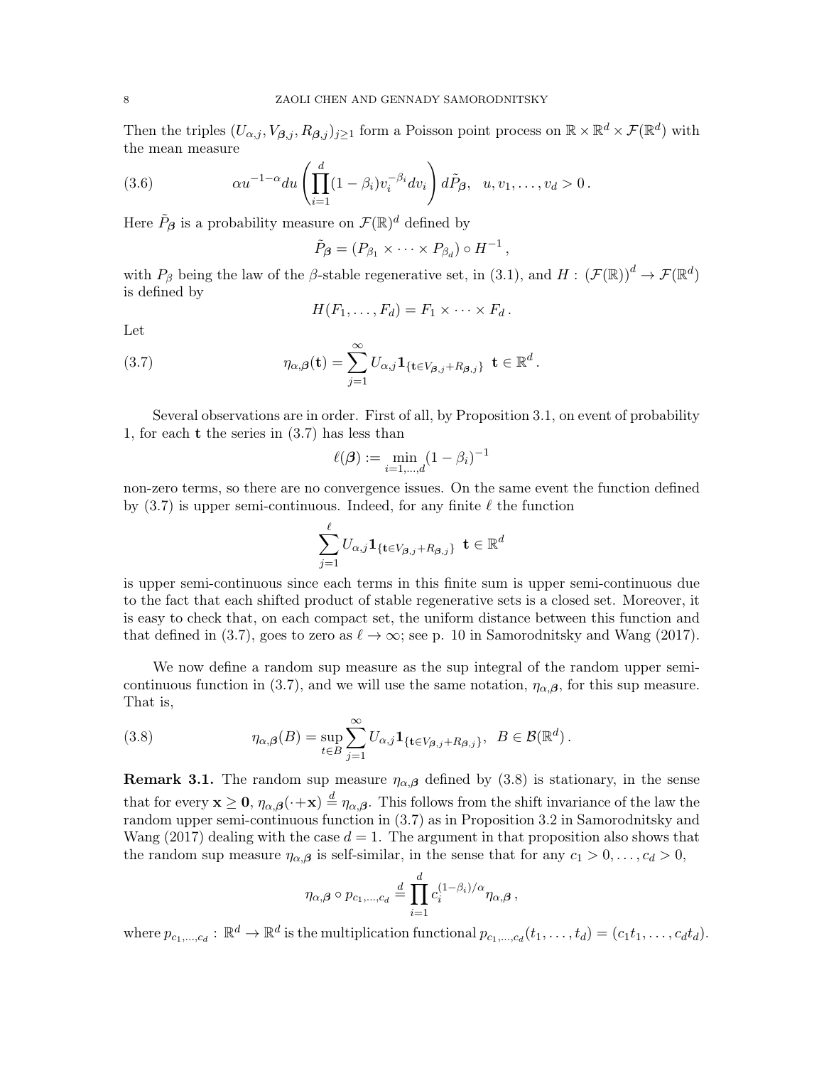Then the triples $(U_{\alpha,j}, V_{\boldsymbol{\beta},j}, R_{\boldsymbol{\beta},j})_{j\geq 1}$ form a Poisson point process on $\mathbb{R} \times \mathbb{R}^d \times \mathcal{F}(\mathbb{R}^d)$ with the mean measure

$$\alpha u^{-1-\alpha} du \left( \prod_{i=1}^{d} (1-\beta_i) v_i^{-\beta_i} dv_i \right) d\tilde{P}_{\boldsymbol{\beta}}, \quad u, v_1, \ldots, v_d > 0\,. \tag{3.6}$$

Here $\tilde{P}_{\boldsymbol{\beta}}$ is a probability measure on $\mathcal{F}(\mathbb{R})^d$ defined by

$$\tilde{P}_{\boldsymbol{\beta}} = (P_{\beta_1} \times \cdots \times P_{\beta_d}) \circ H^{-1}\,,$$

with $P_\beta$ being the law of the $\beta$-stable regenerative set, in (3.1), and $H : (\mathcal{F}(\mathbb{R}))^d \to \mathcal{F}(\mathbb{R}^d)$ is defined by

$$H(F_1, \ldots, F_d) = F_1 \times \cdots \times F_d\,.$$

Let

$$\eta_{\alpha,\boldsymbol{\beta}}(\mathbf{t}) = \sum_{j=1}^{\infty} U_{\alpha,j} \mathbf{1}_{\{\mathbf{t} \in V_{\boldsymbol{\beta},j} + R_{\boldsymbol{\beta},j}\}} \;\; \mathbf{t} \in \mathbb{R}^d\,. \tag{3.7}$$

Several observations are in order. First of all, by Proposition 3.1, on event of probability 1, for each $\mathbf{t}$ the series in (3.7) has less than

$$\ell(\boldsymbol{\beta}) := \min_{i=1,\ldots,d} (1-\beta_i)^{-1}$$

non-zero terms, so there are no convergence issues. On the same event the function defined by (3.7) is upper semi-continuous. Indeed, for any finite $\ell$ the function

$$\sum_{j=1}^{\ell} U_{\alpha,j} \mathbf{1}_{\{\mathbf{t} \in V_{\boldsymbol{\beta},j} + R_{\boldsymbol{\beta},j}\}} \;\; \mathbf{t} \in \mathbb{R}^d$$

is upper semi-continuous since each terms in this finite sum is upper semi-continuous due to the fact that each shifted product of stable regenerative sets is a closed set. Moreover, it is easy to check that, on each compact set, the uniform distance between this function and that defined in (3.7), goes to zero as $\ell \to \infty$; see p. 10 in Samorodnitsky and Wang (2017).

We now define a random sup measure as the sup integral of the random upper semi-continuous function in (3.7), and we will use the same notation, $\eta_{\alpha,\boldsymbol{\beta}}$, for this sup measure. That is,

$$\eta_{\alpha,\boldsymbol{\beta}}(B) = \sup_{t\in B} \sum_{j=1}^{\infty} U_{\alpha,j} \mathbf{1}_{\{\mathbf{t} \in V_{\boldsymbol{\beta},j} + R_{\boldsymbol{\beta},j}\}}, \;\; B \in \mathcal{B}(\mathbb{R}^d)\,. \tag{3.8}$$

**Remark 3.1.** The random sup measure $\eta_{\alpha,\boldsymbol{\beta}}$ defined by (3.8) is stationary, in the sense that for every $\mathbf{x} \geq \mathbf{0}$, $\eta_{\alpha,\boldsymbol{\beta}}(\cdot + \mathbf{x}) \overset{d}{=} \eta_{\alpha,\boldsymbol{\beta}}$. This follows from the shift invariance of the law the random upper semi-continuous function in (3.7) as in Proposition 3.2 in Samorodnitsky and Wang (2017) dealing with the case $d = 1$. The argument in that proposition also shows that the random sup measure $\eta_{\alpha,\boldsymbol{\beta}}$ is self-similar, in the sense that for any $c_1 > 0, \ldots, c_d > 0$,

$$\eta_{\alpha,\boldsymbol{\beta}} \circ p_{c_1,\ldots,c_d} \overset{d}{=} \prod_{i=1}^{d} c_i^{(1-\beta_i)/\alpha} \eta_{\alpha,\boldsymbol{\beta}}\,,$$

where $p_{c_1,\ldots,c_d} : \mathbb{R}^d \to \mathbb{R}^d$ is the multiplication functional $p_{c_1,\ldots,c_d}(t_1, \ldots, t_d) = (c_1 t_1, \ldots, c_d t_d)$.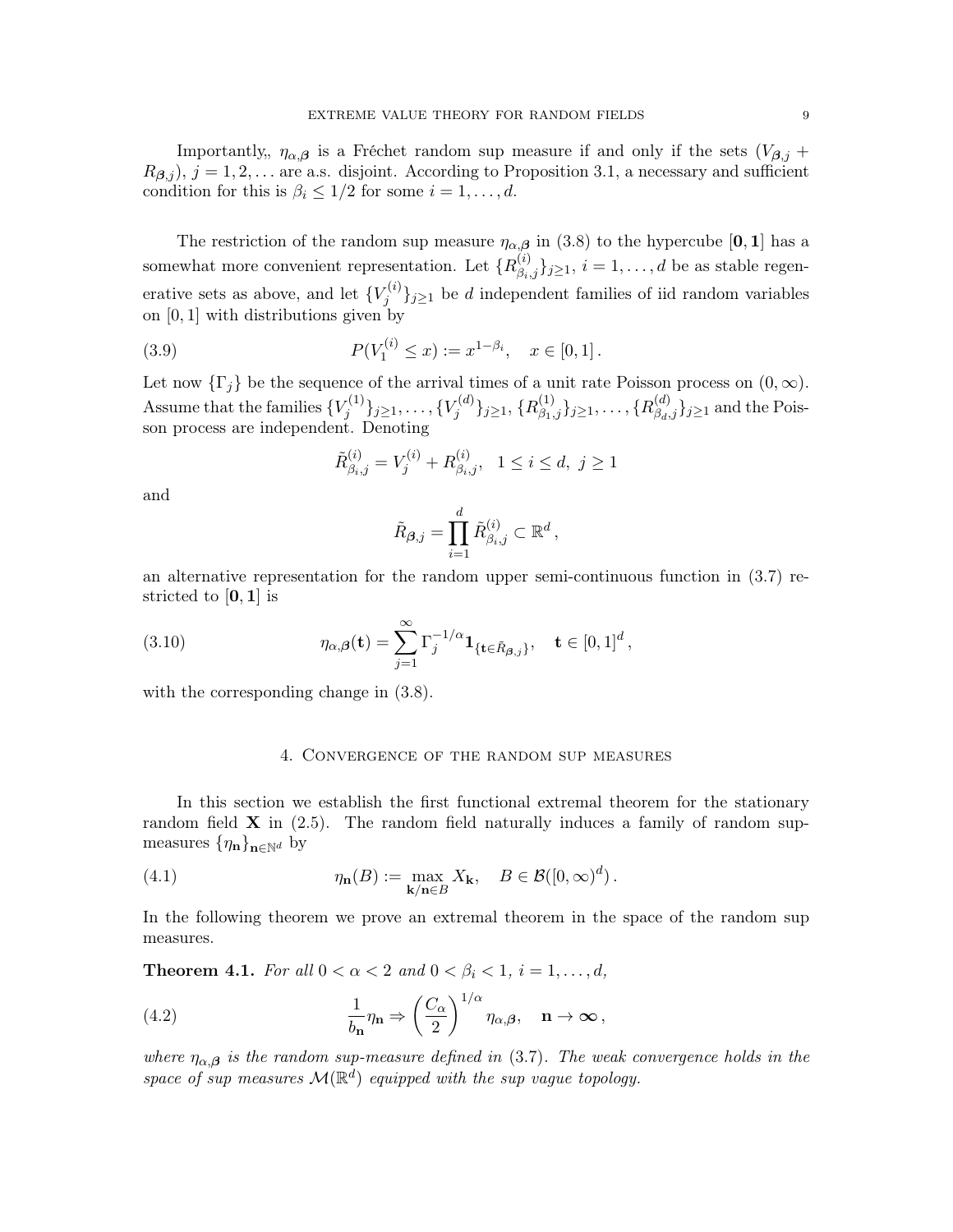Importantly,, $\eta_{\alpha,\boldsymbol{\beta}}$ is a Fréchet random sup measure if and only if the sets $(V_{\boldsymbol{\beta},j} + R_{\boldsymbol{\beta},j})$, $j = 1, 2, \ldots$ are a.s. disjoint. According to Proposition 3.1, a necessary and sufficient condition for this is $\beta_i \le 1/2$ for some $i = 1, \ldots, d$.

The restriction of the random sup measure $\eta_{\alpha,\boldsymbol{\beta}}$ in (3.8) to the hypercube $[\mathbf{0}, \mathbf{1}]$ has a somewhat more convenient representation. Let $\{R^{(i)}_{\beta_i,j}\}_{j\ge 1}$, $i = 1, \ldots, d$ be as stable regenerative sets as above, and let $\{V^{(i)}_j\}_{j\ge 1}$ be $d$ independent families of iid random variables on $[0, 1]$ with distributions given by

$$P(V_1^{(i)} \le x) := x^{1-\beta_i}, \quad x \in [0,1]\,. \tag{3.9}$$

Let now $\{\Gamma_j\}$ be the sequence of the arrival times of a unit rate Poisson process on $(0, \infty)$. Assume that the families $\{V_j^{(1)}\}_{j\ge 1}, \ldots, \{V_j^{(d)}\}_{j\ge 1}$, $\{R^{(1)}_{\beta_1,j}\}_{j\ge 1}, \ldots, \{R^{(d)}_{\beta_d,j}\}_{j\ge 1}$ and the Poisson process are independent. Denoting

$$\tilde{R}^{(i)}_{\beta_i,j} = V_j^{(i)} + R^{(i)}_{\beta_i,j}, \quad 1 \le i \le d, \ j \ge 1$$

and

$$\tilde{R}_{\boldsymbol{\beta},j} = \prod_{i=1}^{d} \tilde{R}^{(i)}_{\beta_i,j} \subset \mathbb{R}^d\,,$$

an alternative representation for the random upper semi-continuous function in (3.7) restricted to $[\mathbf{0}, \mathbf{1}]$ is

$$\eta_{\alpha,\boldsymbol{\beta}}(\mathbf{t}) = \sum_{j=1}^{\infty} \Gamma_j^{-1/\alpha} \mathbf{1}_{\{\mathbf{t} \in \tilde{R}_{\boldsymbol{\beta},j}\}}, \quad \mathbf{t} \in [0,1]^d\,, \tag{3.10}$$

with the corresponding change in (3.8).

## 4. Convergence of the random sup measures

In this section we establish the first functional extremal theorem for the stationary random field $\mathbf{X}$ in (2.5). The random field naturally induces a family of random sup-measures $\{\eta_{\mathbf{n}}\}_{\mathbf{n}\in\mathbb{N}^d}$ by

$$\eta_{\mathbf{n}}(B) := \max_{\mathbf{k}/\mathbf{n} \in B} X_{\mathbf{k}}, \quad B \in \mathcal{B}([0,\infty)^d)\,. \tag{4.1}$$

In the following theorem we prove an extremal theorem in the space of the random sup measures.

**Theorem 4.1.** *For all $0 < \alpha < 2$ and $0 < \beta_i < 1$, $i = 1, \ldots, d$,*

$$\frac{1}{b_{\mathbf{n}}} \eta_{\mathbf{n}} \Rightarrow \left(\frac{C_\alpha}{2}\right)^{1/\alpha} \eta_{\alpha,\boldsymbol{\beta}}, \quad \mathbf{n} \to \boldsymbol{\infty}\,, \tag{4.2}$$

*where $\eta_{\alpha,\boldsymbol{\beta}}$ is the random sup-measure defined in (3.7). The weak convergence holds in the space of sup measures $\mathcal{M}(\mathbb{R}^d)$ equipped with the sup vague topology.*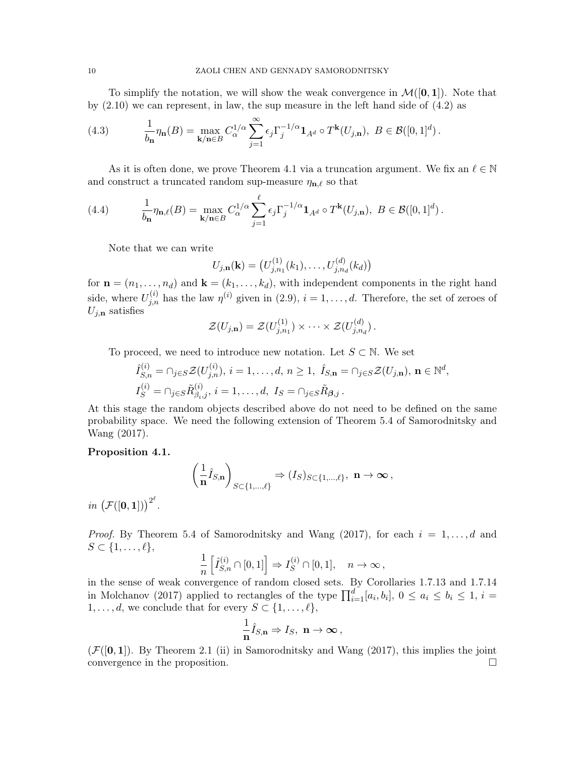To simplify the notation, we will show the weak convergence in $\mathcal{M}([\mathbf{0},\mathbf{1}])$. Note that by (2.10) we can represent, in law, the sup measure in the left hand side of (4.2) as

$$\frac{1}{b_{\mathbf{n}}}\eta_{\mathbf{n}}(B) = \max_{\mathbf{k}/\mathbf{n}\in B} C_\alpha^{1/\alpha}\sum_{j=1}^{\infty}\epsilon_j\Gamma_j^{-1/\alpha}\mathbf{1}_{A^d}\circ T^{\mathbf{k}}(U_{j,\mathbf{n}}),\ B\in\mathcal{B}([0,1]^d)\,. \tag{4.3}$$

As it is often done, we prove Theorem 4.1 via a truncation argument. We fix an $\ell\in\mathbb{N}$ and construct a truncated random sup-measure $\eta_{\mathbf{n},\ell}$ so that

$$\frac{1}{b_{\mathbf{n}}}\eta_{\mathbf{n},\ell}(B) = \max_{\mathbf{k}/\mathbf{n}\in B} C_\alpha^{1/\alpha}\sum_{j=1}^{\ell}\epsilon_j\Gamma_j^{-1/\alpha}\mathbf{1}_{A^d}\circ T^{\mathbf{k}}(U_{j,\mathbf{n}}),\ B\in\mathcal{B}([0,1]^d)\,. \tag{4.4}$$

Note that we can write

$$U_{j,\mathbf{n}}(\mathbf{k}) = \left(U_{j,n_1}^{(1)}(k_1),\ldots,U_{j,n_d}^{(d)}(k_d)\right)$$

for $\mathbf{n}=(n_1,\ldots,n_d)$ and $\mathbf{k}=(k_1,\ldots,k_d)$, with independent components in the right hand side, where $U_{j,n}^{(i)}$ has the law $\eta^{(i)}$ given in (2.9), $i=1,\ldots,d$. Therefore, the set of zeroes of $U_{j,\mathbf{n}}$ satisfies

$$\mathcal{Z}(U_{j,\mathbf{n}}) = \mathcal{Z}(U_{j,n_1}^{(1)})\times\cdots\times\mathcal{Z}(U_{j,n_d}^{(d)})\,.$$

To proceed, we need to introduce new notation. Let $S\subset\mathbb{N}$. We set

$$\hat{I}_{S,n}^{(i)} = \cap_{j\in S}\mathcal{Z}(U_{j,n}^{(i)}),\ i=1,\ldots,d,\ n\geq 1,\ \ \hat{I}_{S,\mathbf{n}} = \cap_{j\in S}\mathcal{Z}(U_{j,\mathbf{n}}),\ \mathbf{n}\in\mathbb{N}^d,$$
$$I_S^{(i)} = \cap_{j\in S}\tilde{R}_{\beta_i,j}^{(i)},\ i=1,\ldots,d,\ I_S = \cap_{j\in S}\tilde{R}_{\boldsymbol{\beta},j}\,.$$

At this stage the random objects described above do not need to be defined on the same probability space. We need the following extension of Theorem 5.4 of Samorodnitsky and Wang (2017).

**Proposition 4.1.**

$$\left(\frac{1}{\mathbf{n}}\hat{I}_{S,\mathbf{n}}\right)_{S\subset\{1,\ldots,\ell\}} \Rightarrow (I_S)_{S\subset\{1,\ldots,\ell\}},\ \mathbf{n}\to\boldsymbol{\infty}\,,$$

*in* $\left(\mathcal{F}([\mathbf{0},\mathbf{1}])\right)^{2^\ell}$.

*Proof.* By Theorem 5.4 of Samorodnitsky and Wang (2017), for each $i=1,\ldots,d$ and $S\subset\{1,\ldots,\ell\}$,

$$\frac{1}{n}\left[\hat{I}_{S,n}^{(i)}\cap[0,1]\right] \Rightarrow I_S^{(i)}\cap[0,1],\quad n\to\infty\,,$$

in the sense of weak convergence of random closed sets. By Corollaries 1.7.13 and 1.7.14 in Molchanov (2017) applied to rectangles of the type $\prod_{i=1}^d[a_i,b_i]$, $0\leq a_i\leq b_i\leq 1$, $i=1,\ldots,d$, we conclude that for every $S\subset\{1,\ldots,\ell\}$,

$$\frac{1}{\mathbf{n}}\hat{I}_{S,\mathbf{n}}\Rightarrow I_S,\ \mathbf{n}\to\boldsymbol{\infty}\,,$$

$(\mathcal{F}([\mathbf{0},\mathbf{1}])$. By Theorem 2.1 (ii) in Samorodnitsky and Wang (2017), this implies the joint convergence in the proposition. $\square$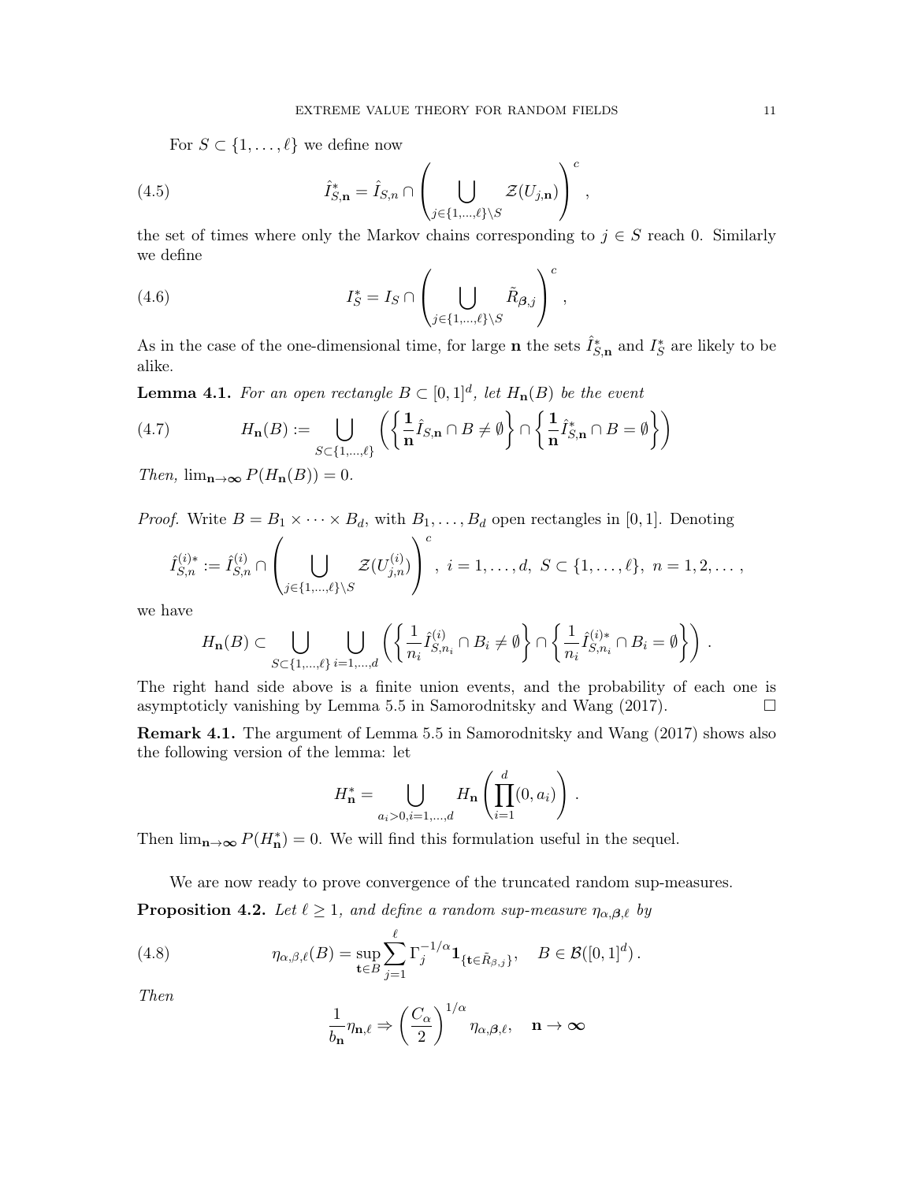For $S \subset \{1, \dots, \ell\}$ we define now

$$
\hat{I}^*_{S,\mathbf{n}} = \hat{I}_{S,n} \cap \left( \bigcup_{j \in \{1,\dots,\ell\} \setminus S} \mathcal{Z}(U_{j,\mathbf{n}}) \right)^c , \tag{4.5}
$$

the set of times where only the Markov chains corresponding to $j \in S$ reach 0. Similarly we define

$$
I^*_S = I_S \cap \left( \bigcup_{j \in \{1,\dots,\ell\} \setminus S} \tilde{R}_{\boldsymbol{\beta},j} \right)^c , \tag{4.6}
$$

As in the case of the one-dimensional time, for large $\mathbf{n}$ the sets $\hat{I}^*_{S,\mathbf{n}}$ and $I^*_S$ are likely to be alike.

**Lemma 4.1.** *For an open rectangle $B \subset [0,1]^d$, let $H_{\mathbf{n}}(B)$ be the event*

$$
H_{\mathbf{n}}(B) := \bigcup_{S \subset \{1,\dots,\ell\}} \left( \left\{ \frac{\mathbf{1}}{\mathbf{n}} \hat{I}_{S,\mathbf{n}} \cap B \neq \emptyset \right\} \cap \left\{ \frac{\mathbf{1}}{\mathbf{n}} \hat{I}^*_{S,\mathbf{n}} \cap B = \emptyset \right\} \right) \tag{4.7}
$$

*Then, $\lim_{\mathbf{n}\to\boldsymbol{\infty}} P(H_{\mathbf{n}}(B)) = 0$.*

*Proof.* Write $B = B_1 \times \cdots \times B_d$, with $B_1, \dots, B_d$ open rectangles in $[0,1]$. Denoting

$$
\hat{I}^{(i)*}_{S,n} := \hat{I}^{(i)}_{S,n} \cap \left( \bigcup_{j \in \{1,\dots,\ell\} \setminus S} \mathcal{Z}(U^{(i)}_{j,n}) \right)^c , \ i = 1, \dots, d, \ S \subset \{1, \dots, \ell\}, \ n = 1, 2, \dots ,
$$

we have

$$
H_{\mathbf{n}}(B) \subset \bigcup_{S \subset \{1,\dots,\ell\}} \bigcup_{i=1,\dots,d} \left( \left\{ \frac{1}{n_i} \hat{I}^{(i)}_{S,n_i} \cap B_i \neq \emptyset \right\} \cap \left\{ \frac{1}{n_i} \hat{I}^{(i)*}_{S,n_i} \cap B_i = \emptyset \right\} \right) .
$$

The right hand side above is a finite union events, and the probability of each one is asymptoticly vanishing by Lemma 5.5 in Samorodnitsky and Wang (2017). $\square$

**Remark 4.1.** The argument of Lemma 5.5 in Samorodnitsky and Wang (2017) shows also the following version of the lemma: let

$$
H^*_{\mathbf{n}} = \bigcup_{a_i > 0, i=1,\dots,d} H_{\mathbf{n}} \left( \prod_{i=1}^d (0, a_i) \right) .
$$

Then $\lim_{\mathbf{n}\to\boldsymbol{\infty}} P(H^*_{\mathbf{n}}) = 0$. We will find this formulation useful in the sequel.

We are now ready to prove convergence of the truncated random sup-measures.

**Proposition 4.2.** *Let $\ell \geq 1$, and define a random sup-measure $\eta_{\alpha,\boldsymbol{\beta},\ell}$ by*

$$
\eta_{\alpha,\beta,\ell}(B) = \sup_{\mathbf{t} \in B} \sum_{j=1}^{\ell} \Gamma_j^{-1/\alpha} \mathbf{1}_{\{\mathbf{t} \in \tilde{R}_{\beta,j}\}}, \quad B \in \mathcal{B}([0,1]^d) . \tag{4.8}
$$

*Then*

$$
\frac{1}{b_{\mathbf{n}}} \eta_{\mathbf{n},\ell} \Rightarrow \left( \frac{C_\alpha}{2} \right)^{1/\alpha} \eta_{\alpha,\boldsymbol{\beta},\ell}, \quad \mathbf{n} \to \boldsymbol{\infty}
$$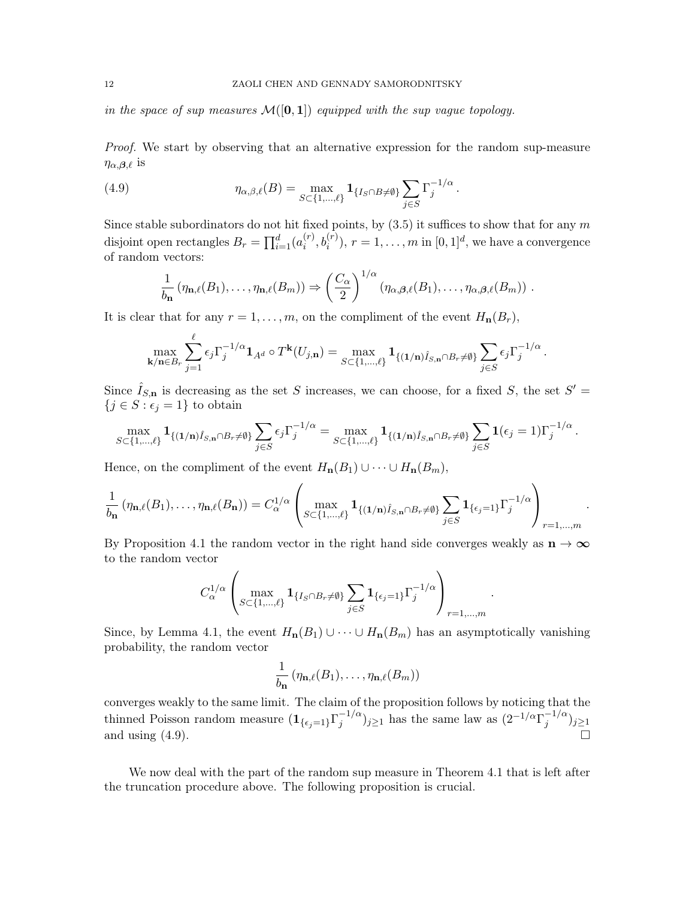*in the space of sup measures $\mathcal{M}([\mathbf{0},\mathbf{1}])$ equipped with the sup vague topology.*

*Proof.* We start by observing that an alternative expression for the random sup-measure $\eta_{\alpha,\boldsymbol{\beta},\ell}$ is

$$\eta_{\alpha,\beta,\ell}(B) = \max_{S\subset\{1,\dots,\ell\}} \mathbf{1}_{\{I_S\cap B\neq\emptyset\}} \sum_{j\in S} \Gamma_j^{-1/\alpha}\,. \tag{4.9}$$

Since stable subordinators do not hit fixed points, by (3.5) it suffices to show that for any $m$ disjoint open rectangles $B_r = \prod_{i=1}^d (a_i^{(r)}, b_i^{(r)})$, $r = 1,\dots,m$ in $[0,1]^d$, we have a convergence of random vectors:

$$\frac{1}{b_{\mathbf{n}}}\left(\eta_{\mathbf{n},\ell}(B_1),\dots,\eta_{\mathbf{n},\ell}(B_m)\right) \Rightarrow \left(\frac{C_\alpha}{2}\right)^{1/\alpha} \left(\eta_{\alpha,\boldsymbol{\beta},\ell}(B_1),\dots,\eta_{\alpha,\boldsymbol{\beta},\ell}(B_m)\right)\,.$$

It is clear that for any $r = 1,\dots,m$, on the compliment of the event $H_{\mathbf{n}}(B_r)$,

$$\max_{\mathbf{k}/\mathbf{n}\in B_r} \sum_{j=1}^{\ell} \epsilon_j \Gamma_j^{-1/\alpha} \mathbf{1}_{A^d}\circ T^{\mathbf{k}}(U_{j,\mathbf{n}}) = \max_{S\subset\{1,\dots,\ell\}} \mathbf{1}_{\{(\mathbf{1}/\mathbf{n})\hat{I}_{S,\mathbf{n}}\cap B_r\neq\emptyset\}} \sum_{j\in S} \epsilon_j \Gamma_j^{-1/\alpha}\,.$$

Since $\hat{I}_{S,\mathbf{n}}$ is decreasing as the set $S$ increases, we can choose, for a fixed $S$, the set $S' = \{j\in S : \epsilon_j = 1\}$ to obtain

$$\max_{S\subset\{1,\dots,\ell\}} \mathbf{1}_{\{(\mathbf{1}/\mathbf{n})\hat{I}_{S,\mathbf{n}}\cap B_r\neq\emptyset\}} \sum_{j\in S} \epsilon_j \Gamma_j^{-1/\alpha} = \max_{S\subset\{1,\dots,\ell\}} \mathbf{1}_{\{(\mathbf{1}/\mathbf{n})\hat{I}_{S,\mathbf{n}}\cap B_r\neq\emptyset\}} \sum_{j\in S} \mathbf{1}(\epsilon_j = 1)\Gamma_j^{-1/\alpha}\,.$$

Hence, on the compliment of the event $H_{\mathbf{n}}(B_1)\cup\cdots\cup H_{\mathbf{n}}(B_m)$,

$$\frac{1}{b_{\mathbf{n}}}\left(\eta_{\mathbf{n},\ell}(B_1),\dots,\eta_{\mathbf{n},\ell}(B_{\mathbf{n}})\right) = C_\alpha^{1/\alpha}\left(\max_{S\subset\{1,\dots,\ell\}} \mathbf{1}_{\{(\mathbf{1}/\mathbf{n})\hat{I}_{S,\mathbf{n}}\cap B_r\neq\emptyset\}} \sum_{j\in S} \mathbf{1}_{\{\epsilon_j=1\}}\Gamma_j^{-1/\alpha}\right)_{r=1,\dots,m}\,.$$

By Proposition 4.1 the random vector in the right hand side converges weakly as $\mathbf{n}\to\boldsymbol{\infty}$ to the random vector

$$C_\alpha^{1/\alpha}\left(\max_{S\subset\{1,\dots,\ell\}} \mathbf{1}_{\{I_S\cap B_r\neq\emptyset\}} \sum_{j\in S} \mathbf{1}_{\{\epsilon_j=1\}}\Gamma_j^{-1/\alpha}\right)_{r=1,\dots,m}\,.$$

Since, by Lemma 4.1, the event $H_{\mathbf{n}}(B_1)\cup\cdots\cup H_{\mathbf{n}}(B_m)$ has an asymptotically vanishing probability, the random vector

$$\frac{1}{b_{\mathbf{n}}}\left(\eta_{\mathbf{n},\ell}(B_1),\dots,\eta_{\mathbf{n},\ell}(B_m)\right)$$

converges weakly to the same limit. The claim of the proposition follows by noticing that the thinned Poisson random measure $(\mathbf{1}_{\{\epsilon_j=1\}}\Gamma_j^{-1/\alpha})_{j\geq1}$ has the same law as $(2^{-1/\alpha}\Gamma_j^{-1/\alpha})_{j\geq1}$ and using (4.9). $\square$

We now deal with the part of the random sup measure in Theorem 4.1 that is left after the truncation procedure above. The following proposition is crucial.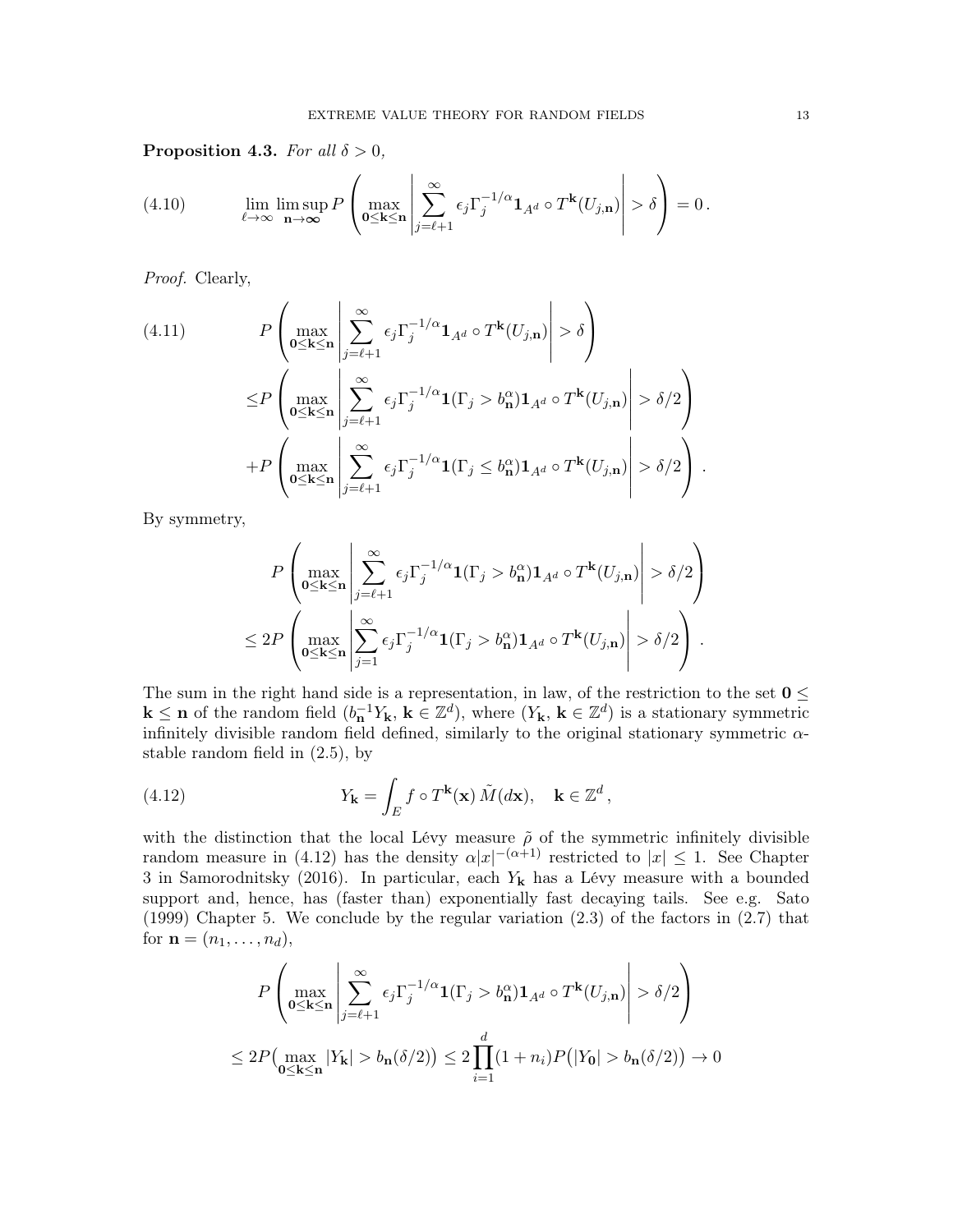**Proposition 4.3.** *For all $\delta > 0$,*

$$\lim_{\ell\to\infty} \limsup_{\mathbf{n}\to\boldsymbol{\infty}} P\left( \max_{\mathbf{0}\le\mathbf{k}\le\mathbf{n}} \left| \sum_{j=\ell+1}^{\infty} \epsilon_j \Gamma_j^{-1/\alpha} \mathbf{1}_{A^d} \circ T^{\mathbf{k}}(U_{j,\mathbf{n}}) \right| > \delta \right) = 0\,. \tag{4.10}$$

*Proof.* Clearly,

$$\begin{aligned}
&P\left( \max_{\mathbf{0}\le\mathbf{k}\le\mathbf{n}} \left| \sum_{j=\ell+1}^{\infty} \epsilon_j \Gamma_j^{-1/\alpha} \mathbf{1}_{A^d} \circ T^{\mathbf{k}}(U_{j,\mathbf{n}}) \right| > \delta \right) \\
\le &P\left( \max_{\mathbf{0}\le\mathbf{k}\le\mathbf{n}} \left| \sum_{j=\ell+1}^{\infty} \epsilon_j \Gamma_j^{-1/\alpha} \mathbf{1}(\Gamma_j > b_{\mathbf{n}}^\alpha) \mathbf{1}_{A^d} \circ T^{\mathbf{k}}(U_{j,\mathbf{n}}) \right| > \delta/2 \right) \\
+ &P\left( \max_{\mathbf{0}\le\mathbf{k}\le\mathbf{n}} \left| \sum_{j=\ell+1}^{\infty} \epsilon_j \Gamma_j^{-1/\alpha} \mathbf{1}(\Gamma_j \le b_{\mathbf{n}}^\alpha) \mathbf{1}_{A^d} \circ T^{\mathbf{k}}(U_{j,\mathbf{n}}) \right| > \delta/2 \right).
\end{aligned} \tag{4.11}$$

By symmetry,

$$\begin{aligned}
&P\left( \max_{\mathbf{0}\le\mathbf{k}\le\mathbf{n}} \left| \sum_{j=\ell+1}^{\infty} \epsilon_j \Gamma_j^{-1/\alpha} \mathbf{1}(\Gamma_j > b_{\mathbf{n}}^\alpha) \mathbf{1}_{A^d} \circ T^{\mathbf{k}}(U_{j,\mathbf{n}}) \right| > \delta/2 \right) \\
\le 2&P\left( \max_{\mathbf{0}\le\mathbf{k}\le\mathbf{n}} \left| \sum_{j=1}^{\infty} \epsilon_j \Gamma_j^{-1/\alpha} \mathbf{1}(\Gamma_j > b_{\mathbf{n}}^\alpha) \mathbf{1}_{A^d} \circ T^{\mathbf{k}}(U_{j,\mathbf{n}}) \right| > \delta/2 \right).
\end{aligned}$$

The sum in the right hand side is a representation, in law, of the restriction to the set $\mathbf{0} \le \mathbf{k} \le \mathbf{n}$ of the random field $(b_{\mathbf{n}}^{-1} Y_{\mathbf{k}},\, \mathbf{k} \in \mathbb{Z}^d)$, where $(Y_{\mathbf{k}},\, \mathbf{k} \in \mathbb{Z}^d)$ is a stationary symmetric infinitely divisible random field defined, similarly to the original stationary symmetric $\alpha$-stable random field in (2.5), by

$$Y_{\mathbf{k}} = \int_E f \circ T^{\mathbf{k}}(\mathbf{x})\, \tilde{M}(d\mathbf{x}), \quad \mathbf{k} \in \mathbb{Z}^d\,, \tag{4.12}$$

with the distinction that the local Lévy measure $\tilde{\rho}$ of the symmetric infinitely divisible random measure in (4.12) has the density $\alpha|x|^{-(\alpha+1)}$ restricted to $|x| \le 1$. See Chapter 3 in Samorodnitsky (2016). In particular, each $Y_{\mathbf{k}}$ has a Lévy measure with a bounded support and, hence, has (faster than) exponentially fast decaying tails. See e.g. Sato (1999) Chapter 5. We conclude by the regular variation (2.3) of the factors in (2.7) that for $\mathbf{n} = (n_1, \ldots, n_d)$,

$$\begin{aligned}
&P\left( \max_{\mathbf{0}\le\mathbf{k}\le\mathbf{n}} \left| \sum_{j=\ell+1}^{\infty} \epsilon_j \Gamma_j^{-1/\alpha} \mathbf{1}(\Gamma_j > b_{\mathbf{n}}^\alpha) \mathbf{1}_{A^d} \circ T^{\mathbf{k}}(U_{j,\mathbf{n}}) \right| > \delta/2 \right) \\
\le\, &2P\big( \max_{\mathbf{0}\le\mathbf{k}\le\mathbf{n}} |Y_{\mathbf{k}}| > b_{\mathbf{n}}(\delta/2) \big) \le 2\prod_{i=1}^{d} (1+n_i) P\big(|Y_{\mathbf{0}}| > b_{\mathbf{n}}(\delta/2)\big) \to 0
\end{aligned}$$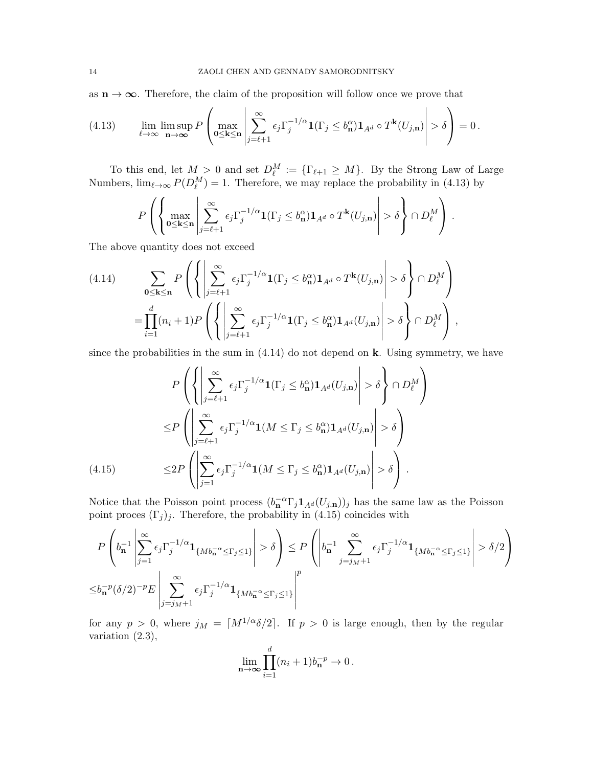as $\mathbf{n} \to \boldsymbol{\infty}$. Therefore, the claim of the proposition will follow once we prove that

$$\lim_{\ell\to\infty} \limsup_{\mathbf{n}\to\boldsymbol{\infty}} P\left( \max_{\mathbf{0}\le\mathbf{k}\le\mathbf{n}} \left| \sum_{j=\ell+1}^{\infty} \epsilon_j \Gamma_j^{-1/\alpha} \mathbf{1}(\Gamma_j \le b_{\mathbf{n}}^{\alpha}) \mathbf{1}_{A^d} \circ T^{\mathbf{k}}(U_{j,\mathbf{n}}) \right| > \delta \right) = 0\,. \tag{4.13}$$

To this end, let $M > 0$ and set $D_\ell^M := \{\Gamma_{\ell+1} \ge M\}$. By the Strong Law of Large Numbers, $\lim_{\ell\to\infty} P(D_\ell^M) = 1$. Therefore, we may replace the probability in (4.13) by

$$P\left( \left\{ \max_{\mathbf{0}\le\mathbf{k}\le\mathbf{n}} \left| \sum_{j=\ell+1}^{\infty} \epsilon_j \Gamma_j^{-1/\alpha} \mathbf{1}(\Gamma_j \le b_{\mathbf{n}}^{\alpha}) \mathbf{1}_{A^d} \circ T^{\mathbf{k}}(U_{j,\mathbf{n}}) \right| > \delta \right\} \cap D_\ell^M \right)\,.$$

The above quantity does not exceed

$$\begin{aligned} &\sum_{\mathbf{0}\le\mathbf{k}\le\mathbf{n}} P\left( \left\{ \left| \sum_{j=\ell+1}^{\infty} \epsilon_j \Gamma_j^{-1/\alpha} \mathbf{1}(\Gamma_j \le b_{\mathbf{n}}^{\alpha}) \mathbf{1}_{A^d} \circ T^{\mathbf{k}}(U_{j,\mathbf{n}}) \right| > \delta \right\} \cap D_\ell^M \right) \\ &= \prod_{i=1}^{d} (n_i+1) P\left( \left\{ \left| \sum_{j=\ell+1}^{\infty} \epsilon_j \Gamma_j^{-1/\alpha} \mathbf{1}(\Gamma_j \le b_{\mathbf{n}}^{\alpha}) \mathbf{1}_{A^d}(U_{j,\mathbf{n}}) \right| > \delta \right\} \cap D_\ell^M \right)\,, \end{aligned} \tag{4.14}$$

since the probabilities in the sum in (4.14) do not depend on $\mathbf{k}$. Using symmetry, we have

$$\begin{aligned} &P\left( \left\{ \left| \sum_{j=\ell+1}^{\infty} \epsilon_j \Gamma_j^{-1/\alpha} \mathbf{1}(\Gamma_j \le b_{\mathbf{n}}^{\alpha}) \mathbf{1}_{A^d}(U_{j,\mathbf{n}}) \right| > \delta \right\} \cap D_\ell^M \right) \\ &\le P\left( \left| \sum_{j=\ell+1}^{\infty} \epsilon_j \Gamma_j^{-1/\alpha} \mathbf{1}(M \le \Gamma_j \le b_{\mathbf{n}}^{\alpha}) \mathbf{1}_{A^d}(U_{j,\mathbf{n}}) \right| > \delta \right) \\ &\le 2P\left( \left| \sum_{j=1}^{\infty} \epsilon_j \Gamma_j^{-1/\alpha} \mathbf{1}(M \le \Gamma_j \le b_{\mathbf{n}}^{\alpha}) \mathbf{1}_{A^d}(U_{j,\mathbf{n}}) \right| > \delta \right)\,. \end{aligned} \tag{4.15}$$

Notice that the Poisson point process $(b_{\mathbf{n}}^{-\alpha}\Gamma_j \mathbf{1}_{A^d}(U_{j,\mathbf{n}}))_j$ has the same law as the Poisson point proces $(\Gamma_j)_j$. Therefore, the probability in (4.15) coincides with

$$\begin{aligned} &P\left( b_{\mathbf{n}}^{-1} \left| \sum_{j=1}^{\infty} \epsilon_j \Gamma_j^{-1/\alpha} \mathbf{1}_{\{Mb_{\mathbf{n}}^{-\alpha} \le \Gamma_j \le 1\}} \right| > \delta \right) \le P\left( \left| b_{\mathbf{n}}^{-1} \sum_{j=j_M+1}^{\infty} \epsilon_j \Gamma_j^{-1/\alpha} \mathbf{1}_{\{Mb_{\mathbf{n}}^{-\alpha} \le \Gamma_j \le 1\}} \right| > \delta/2 \right) \\ &\le b_{\mathbf{n}}^{-p} (\delta/2)^{-p} E \left| \sum_{j=j_M+1}^{\infty} \epsilon_j \Gamma_j^{-1/\alpha} \mathbf{1}_{\{Mb_{\mathbf{n}}^{-\alpha} \le \Gamma_j \le 1\}} \right|^p \end{aligned}$$

for any $p > 0$, where $j_M = \lceil M^{1/\alpha}\delta/2 \rceil$. If $p > 0$ is large enough, then by the regular variation (2.3),

$$\lim_{\mathbf{n}\to\boldsymbol{\infty}} \prod_{i=1}^{d} (n_i+1) b_{\mathbf{n}}^{-p} \to 0\,.$$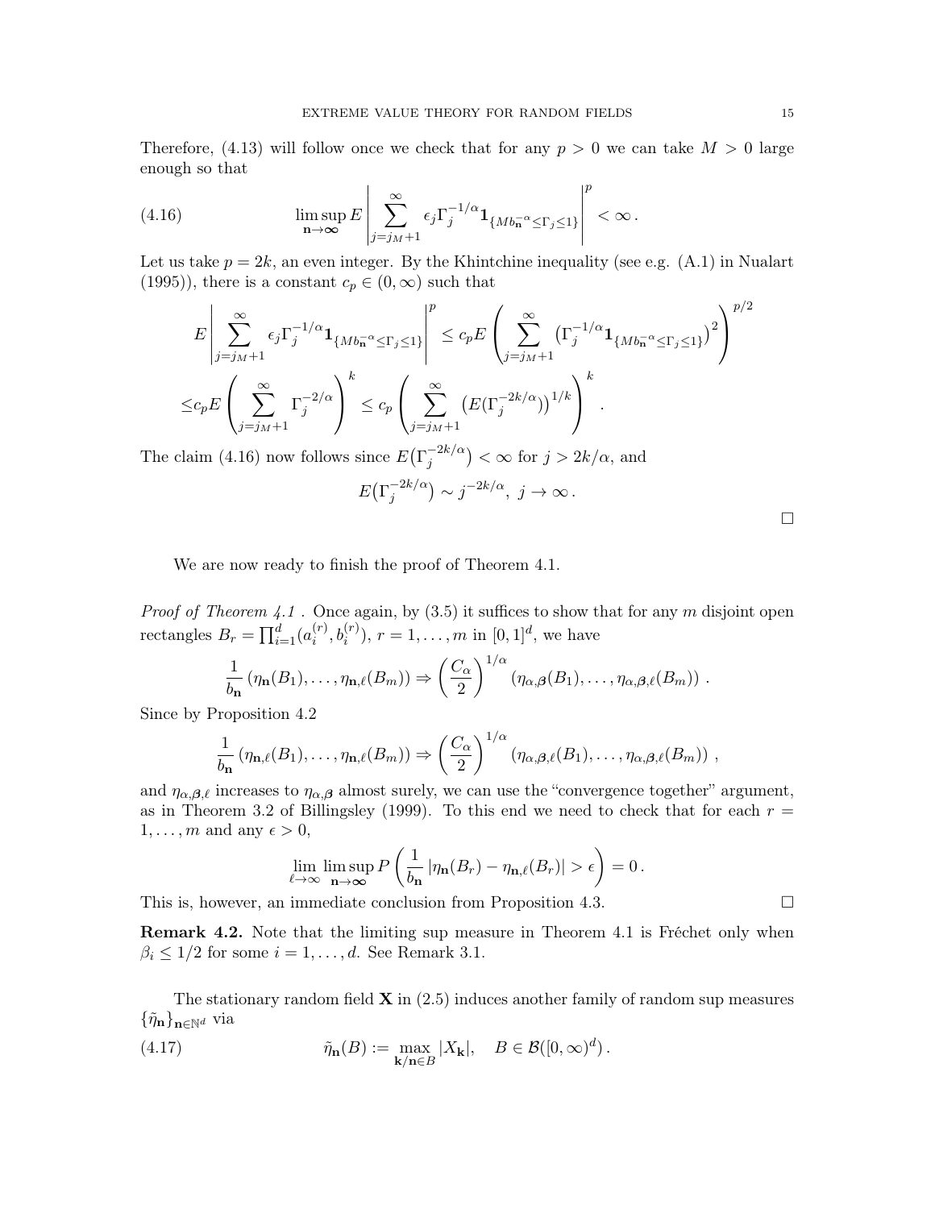Therefore, (4.13) will follow once we check that for any $p > 0$ we can take $M > 0$ large enough so that

$$\limsup_{\mathbf{n}\to\boldsymbol{\infty}} E\left|\sum_{j=j_M+1}^{\infty} \epsilon_j \Gamma_j^{-1/\alpha} \mathbf{1}_{\{M b_{\mathbf{n}}^{-\alpha} \le \Gamma_j \le 1\}}\right|^p < \infty . \tag{4.16}$$

Let us take $p = 2k$, an even integer. By the Khintchine inequality (see e.g. (A.1) in Nualart (1995)), there is a constant $c_p \in (0,\infty)$ such that

$$E\left|\sum_{j=j_M+1}^{\infty} \epsilon_j \Gamma_j^{-1/\alpha} \mathbf{1}_{\{M b_{\mathbf{n}}^{-\alpha} \le \Gamma_j \le 1\}}\right|^p \le c_p E\left(\sum_{j=j_M+1}^{\infty} \left(\Gamma_j^{-1/\alpha} \mathbf{1}_{\{M b_{\mathbf{n}}^{-\alpha} \le \Gamma_j \le 1\}}\right)^2\right)^{p/2}$$

$$\le c_p E\left(\sum_{j=j_M+1}^{\infty} \Gamma_j^{-2/\alpha}\right)^k \le c_p \left(\sum_{j=j_M+1}^{\infty} \left(E(\Gamma_j^{-2k/\alpha})\right)^{1/k}\right)^k .$$

The claim (4.16) now follows since $E\big(\Gamma_j^{-2k/\alpha}\big) < \infty$ for $j > 2k/\alpha$, and

$$E\big(\Gamma_j^{-2k/\alpha}\big) \sim j^{-2k/\alpha},\ j \to \infty .$$

□

We are now ready to finish the proof of Theorem 4.1.

*Proof of Theorem 4.1* . Once again, by (3.5) it suffices to show that for any $m$ disjoint open rectangles $B_r = \prod_{i=1}^d (a_i^{(r)}, b_i^{(r)})$, $r = 1, \ldots, m$ in $[0,1]^d$, we have

$$\frac{1}{b_{\mathbf{n}}}\left(\eta_{\mathbf{n}}(B_1), \ldots, \eta_{\mathbf{n},\ell}(B_m)\right) \Rightarrow \left(\frac{C_\alpha}{2}\right)^{1/\alpha} \left(\eta_{\alpha,\boldsymbol{\beta}}(B_1), \ldots, \eta_{\alpha,\boldsymbol{\beta},\ell}(B_m)\right) .$$

Since by Proposition 4.2

$$\frac{1}{b_{\mathbf{n}}}\left(\eta_{\mathbf{n},\ell}(B_1), \ldots, \eta_{\mathbf{n},\ell}(B_m)\right) \Rightarrow \left(\frac{C_\alpha}{2}\right)^{1/\alpha} \left(\eta_{\alpha,\boldsymbol{\beta},\ell}(B_1), \ldots, \eta_{\alpha,\boldsymbol{\beta},\ell}(B_m)\right) ,$$

and $\eta_{\alpha,\boldsymbol{\beta},\ell}$ increases to $\eta_{\alpha,\boldsymbol{\beta}}$ almost surely, we can use the "convergence together" argument, as in Theorem 3.2 of Billingsley (1999). To this end we need to check that for each $r = 1, \ldots, m$ and any $\epsilon > 0$,

$$\lim_{\ell\to\infty} \limsup_{\mathbf{n}\to\boldsymbol{\infty}} P\left(\frac{1}{b_{\mathbf{n}}} \left|\eta_{\mathbf{n}}(B_r) - \eta_{\mathbf{n},\ell}(B_r)\right| > \epsilon\right) = 0 .$$

This is, however, an immediate conclusion from Proposition 4.3. □

**Remark 4.2.** Note that the limiting sup measure in Theorem 4.1 is Fréchet only when $\beta_i \le 1/2$ for some $i = 1, \ldots, d$. See Remark 3.1.

The stationary random field $\mathbf{X}$ in (2.5) induces another family of random sup measures $\{\tilde\eta_{\mathbf{n}}\}_{\mathbf{n}\in\mathbb{N}^d}$ via

$$\tilde\eta_{\mathbf{n}}(B) := \max_{\mathbf{k}/\mathbf{n}\in B} |X_{\mathbf{k}}|, \quad B \in \mathcal{B}([0,\infty)^d) . \tag{4.17}$$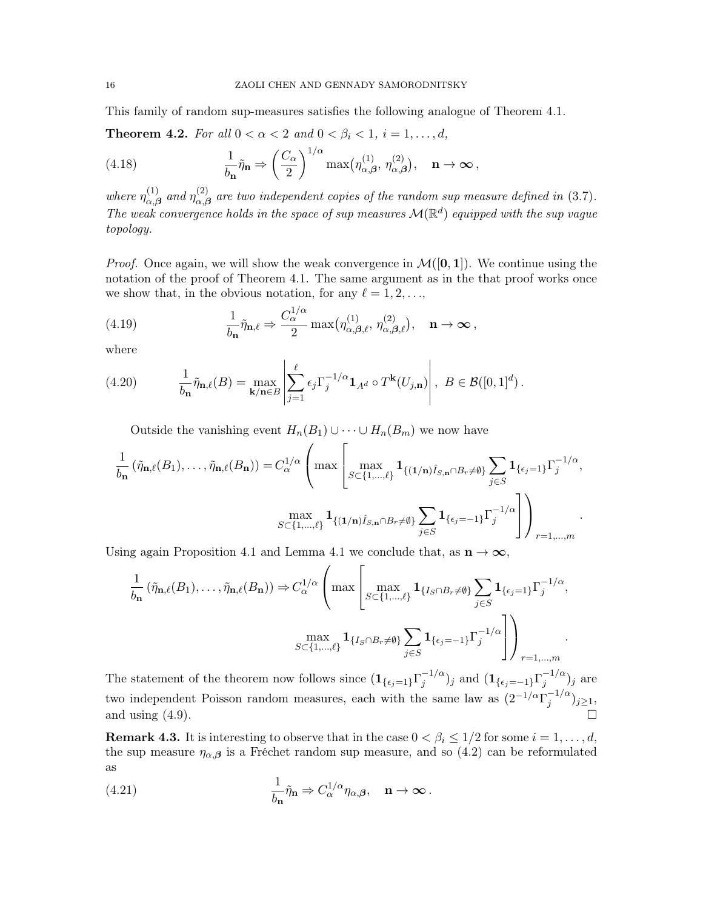This family of random sup-measures satisfies the following analogue of Theorem 4.1.

**Theorem 4.2.** *For all $0 < \alpha < 2$ and $0 < \beta_i < 1$, $i = 1, \ldots, d$,*

$$\frac{1}{b_{\mathbf{n}}}\tilde{\eta}_{\mathbf{n}} \Rightarrow \left(\frac{C_\alpha}{2}\right)^{1/\alpha} \max\bigl(\eta^{(1)}_{\alpha,\boldsymbol{\beta}},\, \eta^{(2)}_{\alpha,\boldsymbol{\beta}}\bigr), \quad \mathbf{n} \to \boldsymbol{\infty}\,, \tag{4.18}$$

*where $\eta^{(1)}_{\alpha,\boldsymbol{\beta}}$ and $\eta^{(2)}_{\alpha,\boldsymbol{\beta}}$ are two independent copies of the random sup measure defined in (3.7). The weak convergence holds in the space of sup measures $\mathcal{M}(\mathbb{R}^d)$ equipped with the sup vague topology.*

*Proof.* Once again, we will show the weak convergence in $\mathcal{M}([\mathbf{0},\mathbf{1}])$. We continue using the notation of the proof of Theorem 4.1. The same argument as in the that proof works once we show that, in the obvious notation, for any $\ell = 1, 2, \ldots$,

$$\frac{1}{b_{\mathbf{n}}}\tilde{\eta}_{\mathbf{n},\ell} \Rightarrow \frac{C_\alpha^{1/\alpha}}{2} \max\bigl(\eta^{(1)}_{\alpha,\boldsymbol{\beta},\ell},\, \eta^{(2)}_{\alpha,\boldsymbol{\beta},\ell}\bigr), \quad \mathbf{n} \to \boldsymbol{\infty}\,, \tag{4.19}$$

where

$$\frac{1}{b_{\mathbf{n}}}\tilde{\eta}_{\mathbf{n},\ell}(B) = \max_{\mathbf{k}/\mathbf{n} \in B} \left| \sum_{j=1}^{\ell} \epsilon_j \Gamma_j^{-1/\alpha} \mathbf{1}_{A^d} \circ T^{\mathbf{k}}(U_{j,\mathbf{n}}) \right|, \; B \in \mathcal{B}([0,1]^d)\,. \tag{4.20}$$

Outside the vanishing event $H_n(B_1) \cup \cdots \cup H_n(B_m)$ we now have

$$\frac{1}{b_{\mathbf{n}}}\left(\tilde{\eta}_{\mathbf{n},\ell}(B_1), \ldots, \tilde{\eta}_{\mathbf{n},\ell}(B_{\mathbf{n}})\right) = C_\alpha^{1/\alpha} \left( \max\left[ \max_{S \subset \{1,\ldots,\ell\}} \mathbf{1}_{\{(\mathbf{1}/\mathbf{n})\hat{I}_{S,\mathbf{n}} \cap B_r \neq \emptyset\}} \sum_{j \in S} \mathbf{1}_{\{\epsilon_j = 1\}} \Gamma_j^{-1/\alpha}, \right.\right.$$
$$\left.\left. \max_{S \subset \{1,\ldots,\ell\}} \mathbf{1}_{\{(\mathbf{1}/\mathbf{n})\hat{I}_{S,\mathbf{n}} \cap B_r \neq \emptyset\}} \sum_{j \in S} \mathbf{1}_{\{\epsilon_j = -1\}} \Gamma_j^{-1/\alpha} \right]\right)_{r=1,\ldots,m}.$$

Using again Proposition 4.1 and Lemma 4.1 we conclude that, as $\mathbf{n} \to \boldsymbol{\infty}$,

$$\frac{1}{b_{\mathbf{n}}}\left(\tilde{\eta}_{\mathbf{n},\ell}(B_1), \ldots, \tilde{\eta}_{\mathbf{n},\ell}(B_{\mathbf{n}})\right) \Rightarrow C_\alpha^{1/\alpha} \left( \max\left[ \max_{S \subset \{1,\ldots,\ell\}} \mathbf{1}_{\{I_S \cap B_r \neq \emptyset\}} \sum_{j \in S} \mathbf{1}_{\{\epsilon_j = 1\}} \Gamma_j^{-1/\alpha}, \right.\right.$$
$$\left.\left. \max_{S \subset \{1,\ldots,\ell\}} \mathbf{1}_{\{I_S \cap B_r \neq \emptyset\}} \sum_{j \in S} \mathbf{1}_{\{\epsilon_j = -1\}} \Gamma_j^{-1/\alpha} \right]\right)_{r=1,\ldots,m}.$$

The statement of the theorem now follows since $(\mathbf{1}_{\{\epsilon_j=1\}}\Gamma_j^{-1/\alpha})_j$ and $(\mathbf{1}_{\{\epsilon_j=-1\}}\Gamma_j^{-1/\alpha})_j$ are two independent Poisson random measures, each with the same law as $(2^{-1/\alpha}\Gamma_j^{-1/\alpha})_{j \geq 1}$, and using (4.9). □

**Remark 4.3.** It is interesting to observe that in the case $0 < \beta_i \leq 1/2$ for some $i = 1, \ldots, d$, the sup measure $\eta_{\alpha,\boldsymbol{\beta}}$ is a Fréchet random sup measure, and so (4.2) can be reformulated as

$$\frac{1}{b_{\mathbf{n}}}\tilde{\eta}_{\mathbf{n}} \Rightarrow C_\alpha^{1/\alpha} \eta_{\alpha,\boldsymbol{\beta}}, \quad \mathbf{n} \to \boldsymbol{\infty}\,. \tag{4.21}$$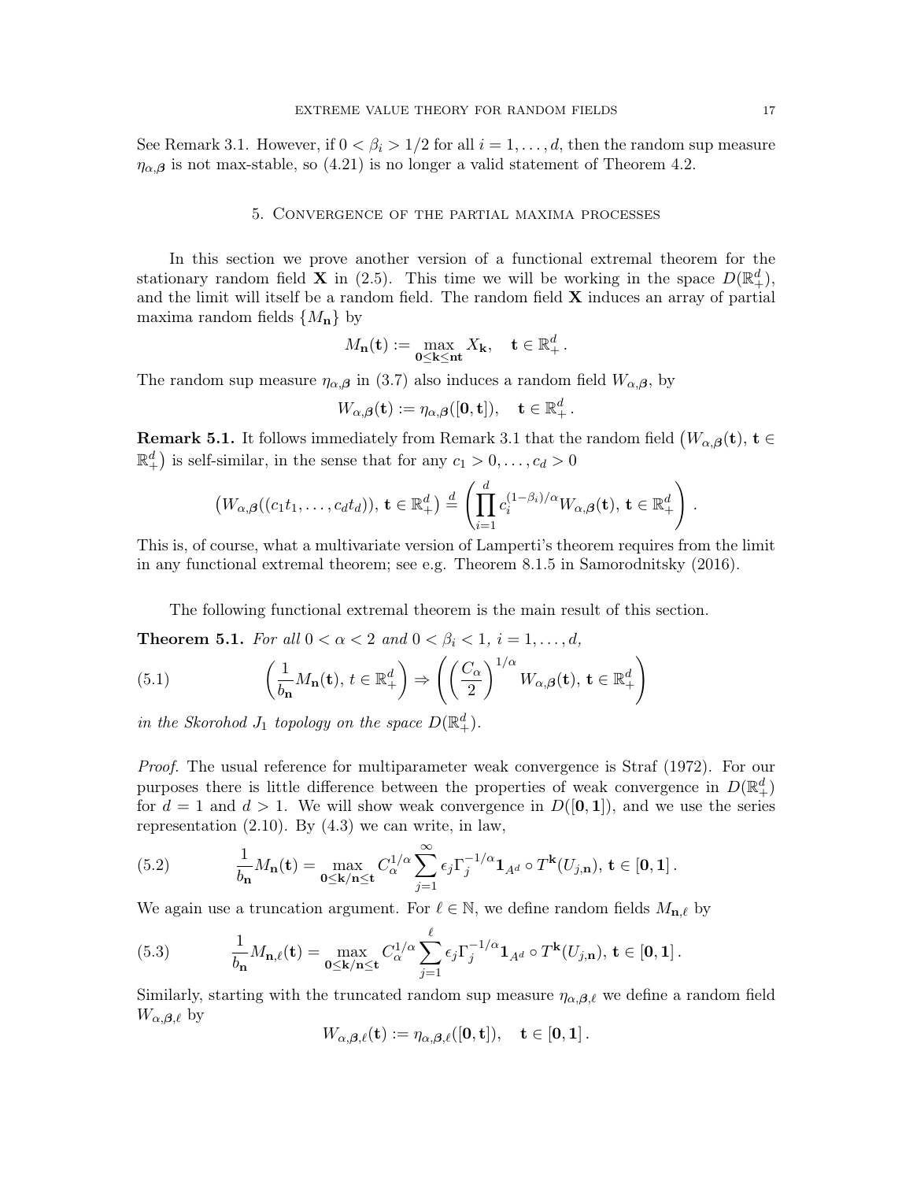See Remark 3.1. However, if $0 < \beta_i > 1/2$ for all $i = 1, \ldots, d$, then the random sup measure $\eta_{\alpha,\boldsymbol{\beta}}$ is not max-stable, so (4.21) is no longer a valid statement of Theorem 4.2.

## 5. Convergence of the partial maxima processes

In this section we prove another version of a functional extremal theorem for the stationary random field $\mathbf{X}$ in (2.5). This time we will be working in the space $D(\mathbb{R}_+^d)$, and the limit will itself be a random field. The random field $\mathbf{X}$ induces an array of partial maxima random fields $\{M_{\mathbf{n}}\}$ by

$$M_{\mathbf{n}}(\mathbf{t}) := \max_{\mathbf{0} \le \mathbf{k} \le \mathbf{n}\mathbf{t}} X_{\mathbf{k}}, \quad \mathbf{t} \in \mathbb{R}_+^d .$$

The random sup measure $\eta_{\alpha,\boldsymbol{\beta}}$ in (3.7) also induces a random field $W_{\alpha,\boldsymbol{\beta}}$, by

$$W_{\alpha,\boldsymbol{\beta}}(\mathbf{t}) := \eta_{\alpha,\boldsymbol{\beta}}([\mathbf{0}, \mathbf{t}]), \quad \mathbf{t} \in \mathbb{R}_+^d .$$

**Remark 5.1.** It follows immediately from Remark 3.1 that the random field $\big(W_{\alpha,\boldsymbol{\beta}}(\mathbf{t}), \mathbf{t} \in \mathbb{R}_+^d\big)$ is self-similar, in the sense that for any $c_1 > 0, \ldots, c_d > 0$

$$\big(W_{\alpha,\boldsymbol{\beta}}((c_1 t_1, \ldots, c_d t_d)), \mathbf{t} \in \mathbb{R}_+^d\big) \overset{d}{=} \left( \prod_{i=1}^{d} c_i^{(1-\beta_i)/\alpha} W_{\alpha,\boldsymbol{\beta}}(\mathbf{t}), \mathbf{t} \in \mathbb{R}_+^d \right) .$$

This is, of course, what a multivariate version of Lamperti's theorem requires from the limit in any functional extremal theorem; see e.g. Theorem 8.1.5 in Samorodnitsky (2016).

The following functional extremal theorem is the main result of this section.

**Theorem 5.1.** *For all $0 < \alpha < 2$ and $0 < \beta_i < 1$, $i = 1, \ldots, d$,*

$$\left( \frac{1}{b_{\mathbf{n}}} M_{\mathbf{n}}(\mathbf{t}), t \in \mathbb{R}_+^d \right) \Rightarrow \left( \left( \frac{C_\alpha}{2} \right)^{1/\alpha} W_{\alpha,\boldsymbol{\beta}}(\mathbf{t}), \mathbf{t} \in \mathbb{R}_+^d \right) \tag{5.1}$$

*in the Skorohod $J_1$ topology on the space $D(\mathbb{R}_+^d)$.*

*Proof.* The usual reference for multiparameter weak convergence is Straf (1972). For our purposes there is little difference between the properties of weak convergence in $D(\mathbb{R}_+^d)$ for $d = 1$ and $d > 1$. We will show weak convergence in $D([\mathbf{0}, \mathbf{1}])$, and we use the series representation (2.10). By (4.3) we can write, in law,

$$\frac{1}{b_{\mathbf{n}}} M_{\mathbf{n}}(\mathbf{t}) = \max_{\mathbf{0} \le \mathbf{k}/\mathbf{n} \le \mathbf{t}} C_\alpha^{1/\alpha} \sum_{j=1}^{\infty} \epsilon_j \Gamma_j^{-1/\alpha} \mathbf{1}_{A^d} \circ T^{\mathbf{k}}(U_{j,\mathbf{n}}), \, \mathbf{t} \in [\mathbf{0}, \mathbf{1}] . \tag{5.2}$$

We again use a truncation argument. For $\ell \in \mathbb{N}$, we define random fields $M_{\mathbf{n},\ell}$ by

$$\frac{1}{b_{\mathbf{n}}} M_{\mathbf{n},\ell}(\mathbf{t}) = \max_{\mathbf{0} \le \mathbf{k}/\mathbf{n} \le \mathbf{t}} C_\alpha^{1/\alpha} \sum_{j=1}^{\ell} \epsilon_j \Gamma_j^{-1/\alpha} \mathbf{1}_{A^d} \circ T^{\mathbf{k}}(U_{j,\mathbf{n}}), \, \mathbf{t} \in [\mathbf{0}, \mathbf{1}] . \tag{5.3}$$

Similarly, starting with the truncated random sup measure $\eta_{\alpha,\boldsymbol{\beta},\ell}$ we define a random field $W_{\alpha,\boldsymbol{\beta},\ell}$ by

$$W_{\alpha,\boldsymbol{\beta},\ell}(\mathbf{t}) := \eta_{\alpha,\boldsymbol{\beta},\ell}([\mathbf{0}, \mathbf{t}]), \quad \mathbf{t} \in [\mathbf{0}, \mathbf{1}] .$$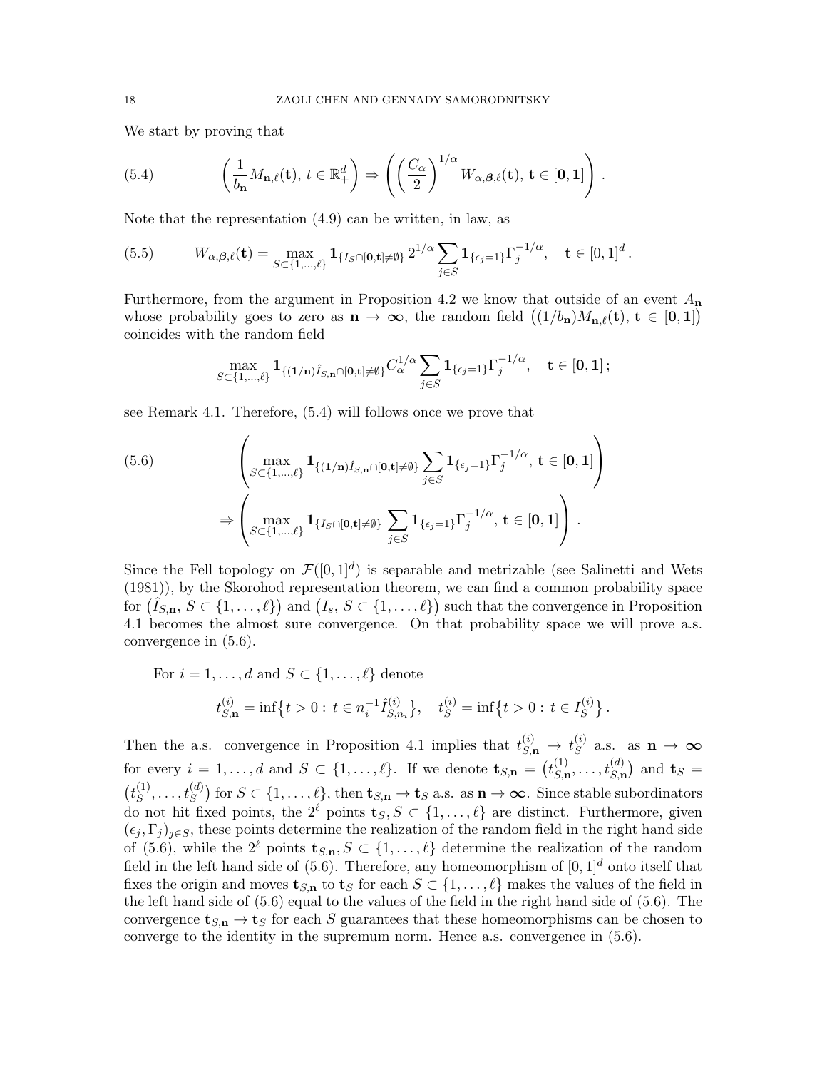We start by proving that

$$\left(\frac{1}{b_{\mathbf{n}}}M_{\mathbf{n},\ell}(\mathbf{t}),\, t\in\mathbb{R}_+^d\right) \Rightarrow \left(\left(\frac{C_\alpha}{2}\right)^{1/\alpha} W_{\alpha,\boldsymbol{\beta},\ell}(\mathbf{t}),\, \mathbf{t}\in[\mathbf{0},\mathbf{1}]\right). \tag{5.4}$$

Note that the representation (4.9) can be written, in law, as

$$W_{\alpha,\boldsymbol{\beta},\ell}(\mathbf{t}) = \max_{S\subset\{1,\dots,\ell\}} \mathbf{1}_{\{I_S\cap[\mathbf{0},\mathbf{t}]\neq\emptyset\}}\, 2^{1/\alpha}\sum_{j\in S}\mathbf{1}_{\{\epsilon_j=1\}}\Gamma_j^{-1/\alpha}, \quad \mathbf{t}\in[0,1]^d. \tag{5.5}$$

Furthermore, from the argument in Proposition 4.2 we know that outside of an event $A_{\mathbf{n}}$ whose probability goes to zero as $\mathbf{n}\to\boldsymbol{\infty}$, the random field $\big((1/b_{\mathbf{n}})M_{\mathbf{n},\ell}(\mathbf{t}),\, \mathbf{t}\in[\mathbf{0},\mathbf{1}]\big)$ coincides with the random field

$$\max_{S\subset\{1,\dots,\ell\}} \mathbf{1}_{\{(\mathbf{1}/\mathbf{n})\hat{I}_{S,\mathbf{n}}\cap[\mathbf{0},\mathbf{t}]\neq\emptyset\}} C_\alpha^{1/\alpha}\sum_{j\in S}\mathbf{1}_{\{\epsilon_j=1\}}\Gamma_j^{-1/\alpha}, \quad \mathbf{t}\in[\mathbf{0},\mathbf{1}];$$

see Remark 4.1. Therefore, (5.4) will follows once we prove that

$$\left(\max_{S\subset\{1,\dots,\ell\}} \mathbf{1}_{\{(\mathbf{1}/\mathbf{n})\hat{I}_{S,\mathbf{n}}\cap[\mathbf{0},\mathbf{t}]\neq\emptyset\}} \sum_{j\in S}\mathbf{1}_{\{\epsilon_j=1\}}\Gamma_j^{-1/\alpha},\, \mathbf{t}\in[\mathbf{0},\mathbf{1}]\right) \tag{5.6}$$
$$\Rightarrow \left(\max_{S\subset\{1,\dots,\ell\}} \mathbf{1}_{\{I_S\cap[\mathbf{0},\mathbf{t}]\neq\emptyset\}} \sum_{j\in S}\mathbf{1}_{\{\epsilon_j=1\}}\Gamma_j^{-1/\alpha},\, \mathbf{t}\in[\mathbf{0},\mathbf{1}]\right).$$

Since the Fell topology on $\mathcal{F}([0,1]^d)$ is separable and metrizable (see Salinetti and Wets (1981)), by the Skorohod representation theorem, we can find a common probability space for $\big(\hat{I}_{S,\mathbf{n}},\, S\subset\{1,\dots,\ell\}\big)$ and $\big(I_s,\, S\subset\{1,\dots,\ell\}\big)$ such that the convergence in Proposition 4.1 becomes the almost sure convergence. On that probability space we will prove a.s. convergence in (5.6).

For $i=1,\dots,d$ and $S\subset\{1,\dots,\ell\}$ denote

$$t_{S,\mathbf{n}}^{(i)} = \inf\big\{t>0:\, t\in n_i^{-1}\hat{I}_{S,n_i}^{(i)}\big\}, \quad t_S^{(i)} = \inf\big\{t>0:\, t\in I_S^{(i)}\big\}.$$

Then the a.s. convergence in Proposition 4.1 implies that $t_{S,\mathbf{n}}^{(i)}\to t_S^{(i)}$ a.s. as $\mathbf{n}\to\boldsymbol{\infty}$ for every $i=1,\dots,d$ and $S\subset\{1,\dots,\ell\}$. If we denote $\mathbf{t}_{S,\mathbf{n}}=\big(t_{S,\mathbf{n}}^{(1)},\dots,t_{S,\mathbf{n}}^{(d)}\big)$ and $\mathbf{t}_S=\big(t_S^{(1)},\dots,t_S^{(d)}\big)$ for $S\subset\{1,\dots,\ell\}$, then $\mathbf{t}_{S,\mathbf{n}}\to\mathbf{t}_S$ a.s. as $\mathbf{n}\to\boldsymbol{\infty}$. Since stable subordinators do not hit fixed points, the $2^\ell$ points $\mathbf{t}_S, S\subset\{1,\dots,\ell\}$ are distinct. Furthermore, given $(\epsilon_j,\Gamma_j)_{j\in S}$, these points determine the realization of the random field in the right hand side of (5.6), while the $2^\ell$ points $\mathbf{t}_{S,\mathbf{n}}, S\subset\{1,\dots,\ell\}$ determine the realization of the random field in the left hand side of (5.6). Therefore, any homeomorphism of $[0,1]^d$ onto itself that fixes the origin and moves $\mathbf{t}_{S,\mathbf{n}}$ to $\mathbf{t}_S$ for each $S\subset\{1,\dots,\ell\}$ makes the values of the field in the left hand side of (5.6) equal to the values of the field in the right hand side of (5.6). The convergence $\mathbf{t}_{S,\mathbf{n}}\to\mathbf{t}_S$ for each $S$ guarantees that these homeomorphisms can be chosen to converge to the identity in the supremum norm. Hence a.s. convergence in (5.6).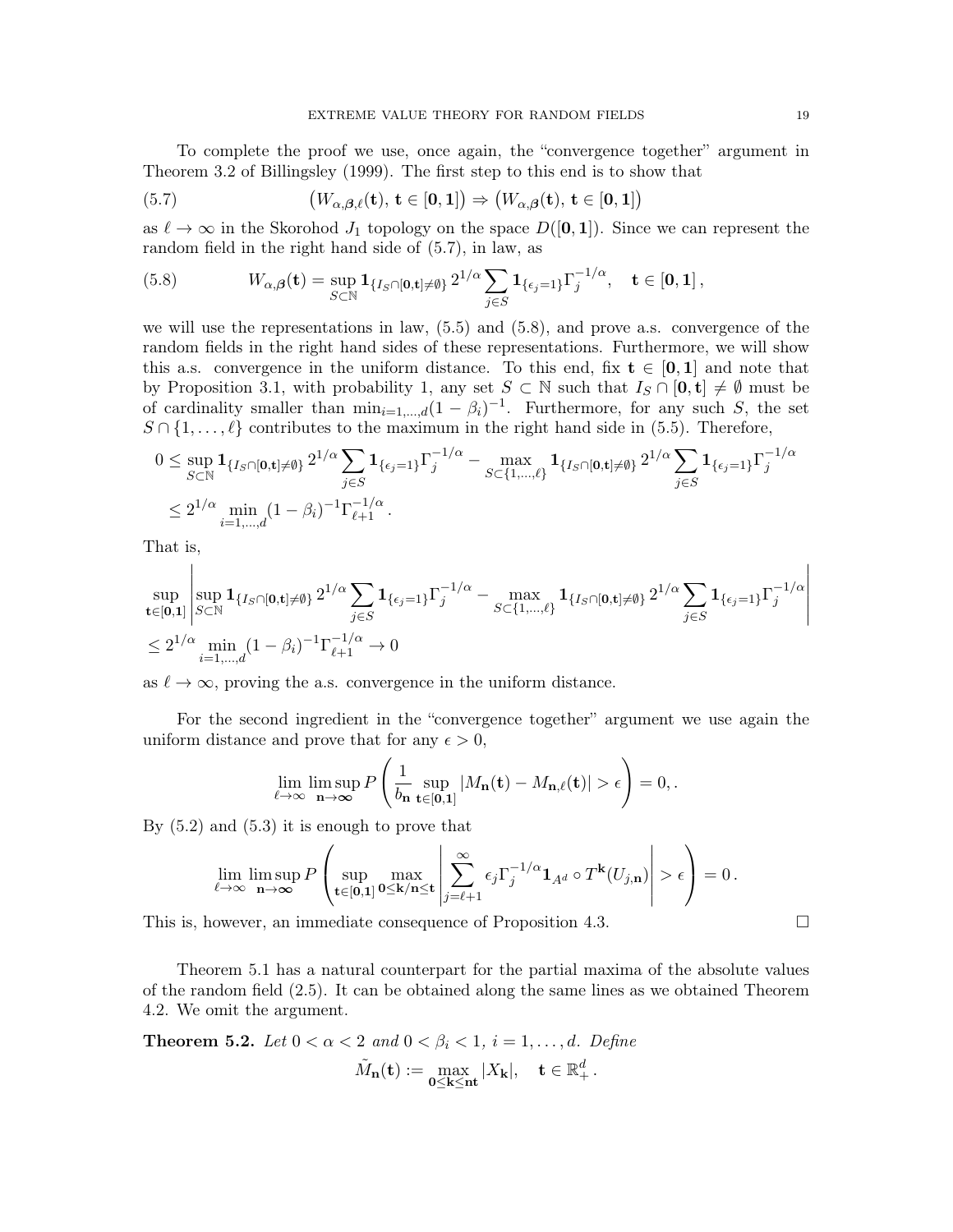To complete the proof we use, once again, the "convergence together" argument in Theorem 3.2 of Billingsley (1999). The first step to this end is to show that

$$\big(W_{\alpha,\boldsymbol{\beta},\ell}(\mathbf{t}),\, \mathbf{t}\in[\mathbf{0},\mathbf{1}]\big) \Rightarrow \big(W_{\alpha,\boldsymbol{\beta}}(\mathbf{t}),\, \mathbf{t}\in[\mathbf{0},\mathbf{1}]\big) \tag{5.7}$$

as $\ell\to\infty$ in the Skorohod $J_1$ topology on the space $D([\mathbf{0},\mathbf{1}])$. Since we can represent the random field in the right hand side of (5.7), in law, as

$$W_{\alpha,\boldsymbol{\beta}}(\mathbf{t}) = \sup_{S\subset\mathbb{N}} \mathbf{1}_{\{I_S\cap[\mathbf{0},\mathbf{t}]\neq\emptyset\}}\, 2^{1/\alpha}\sum_{j\in S}\mathbf{1}_{\{\epsilon_j=1\}}\Gamma_j^{-1/\alpha}, \quad \mathbf{t}\in[\mathbf{0},\mathbf{1}]\,, \tag{5.8}$$

we will use the representations in law, (5.5) and (5.8), and prove a.s. convergence of the random fields in the right hand sides of these representations. Furthermore, we will show this a.s. convergence in the uniform distance. To this end, fix $\mathbf{t}\in[\mathbf{0},\mathbf{1}]$ and note that by Proposition 3.1, with probability 1, any set $S\subset\mathbb{N}$ such that $I_S\cap[\mathbf{0},\mathbf{t}]\neq\emptyset$ must be of cardinality smaller than $\min_{i=1,\dots,d}(1-\beta_i)^{-1}$. Furthermore, for any such $S$, the set $S\cap\{1,\dots,\ell\}$ contributes to the maximum in the right hand side in (5.5). Therefore,

$$\begin{aligned}
0 &\le \sup_{S\subset\mathbb{N}} \mathbf{1}_{\{I_S\cap[\mathbf{0},\mathbf{t}]\neq\emptyset\}}\, 2^{1/\alpha}\sum_{j\in S}\mathbf{1}_{\{\epsilon_j=1\}}\Gamma_j^{-1/\alpha} - \max_{S\subset\{1,\dots,\ell\}} \mathbf{1}_{\{I_S\cap[\mathbf{0},\mathbf{t}]\neq\emptyset\}}\, 2^{1/\alpha}\sum_{j\in S}\mathbf{1}_{\{\epsilon_j=1\}}\Gamma_j^{-1/\alpha} \\
&\le 2^{1/\alpha}\min_{i=1,\dots,d}(1-\beta_i)^{-1}\Gamma_{\ell+1}^{-1/\alpha}\,.
\end{aligned}$$

That is,

$$\begin{aligned}
&\sup_{\mathbf{t}\in[\mathbf{0},\mathbf{1}]}\left|\sup_{S\subset\mathbb{N}} \mathbf{1}_{\{I_S\cap[\mathbf{0},\mathbf{t}]\neq\emptyset\}}\, 2^{1/\alpha}\sum_{j\in S}\mathbf{1}_{\{\epsilon_j=1\}}\Gamma_j^{-1/\alpha} - \max_{S\subset\{1,\dots,\ell\}} \mathbf{1}_{\{I_S\cap[\mathbf{0},\mathbf{t}]\neq\emptyset\}}\, 2^{1/\alpha}\sum_{j\in S}\mathbf{1}_{\{\epsilon_j=1\}}\Gamma_j^{-1/\alpha}\right| \\
&\le 2^{1/\alpha}\min_{i=1,\dots,d}(1-\beta_i)^{-1}\Gamma_{\ell+1}^{-1/\alpha}\to 0
\end{aligned}$$

as $\ell\to\infty$, proving the a.s. convergence in the uniform distance.

For the second ingredient in the "convergence together" argument we use again the uniform distance and prove that for any $\epsilon>0$,

$$\lim_{\ell\to\infty}\limsup_{\mathbf{n}\to\boldsymbol{\infty}} P\left(\frac{1}{b_{\mathbf{n}}}\sup_{\mathbf{t}\in[\mathbf{0},\mathbf{1}]}|M_{\mathbf{n}}(\mathbf{t})-M_{\mathbf{n},\ell}(\mathbf{t})|>\epsilon\right)=0,.$$

By (5.2) and (5.3) it is enough to prove that

$$\lim_{\ell\to\infty}\limsup_{\mathbf{n}\to\boldsymbol{\infty}} P\left(\sup_{\mathbf{t}\in[\mathbf{0},\mathbf{1}]}\max_{\mathbf{0}\le\mathbf{k}/\mathbf{n}\le\mathbf{t}}\left|\sum_{j=\ell+1}^{\infty}\epsilon_j\Gamma_j^{-1/\alpha}\mathbf{1}_{A^d}\circ T^{\mathbf{k}}(U_{j,\mathbf{n}})\right|>\epsilon\right)=0\,.$$

This is, however, an immediate consequence of Proposition 4.3. $\square$

Theorem 5.1 has a natural counterpart for the partial maxima of the absolute values of the random field (2.5). It can be obtained along the same lines as we obtained Theorem 4.2. We omit the argument.

**Theorem 5.2.** *Let $0<\alpha<2$ and $0<\beta_i<1$, $i=1,\dots,d$. Define*

$$\tilde{M}_{\mathbf{n}}(\mathbf{t}) := \max_{\mathbf{0}\le\mathbf{k}\le\mathbf{n}\mathbf{t}}|X_{\mathbf{k}}|, \quad \mathbf{t}\in\mathbb{R}_+^d\,.$$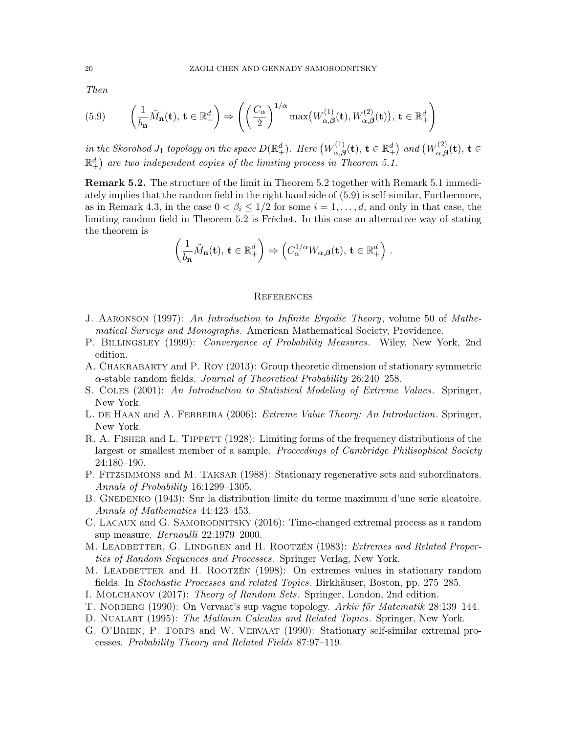*Then*

$$\left(\frac{1}{b_{\mathbf{n}}}\tilde{M}_{\mathbf{n}}(\mathbf{t}),\, \mathbf{t}\in\mathbb{R}_+^d\right) \Rightarrow \left(\left(\frac{C_\alpha}{2}\right)^{1/\alpha}\max\big(W^{(1)}_{\alpha,\boldsymbol{\beta}}(\mathbf{t}), W^{(2)}_{\alpha,\boldsymbol{\beta}}(\mathbf{t})\big),\, \mathbf{t}\in\mathbb{R}_+^d\right) \tag{5.9}$$

*in the Skorohod $J_1$ topology on the space $D(\mathbb{R}_+^d)$. Here $\big(W^{(1)}_{\alpha,\boldsymbol{\beta}}(\mathbf{t}),\, \mathbf{t}\in\mathbb{R}_+^d\big)$ and $\big(W^{(2)}_{\alpha,\boldsymbol{\beta}}(\mathbf{t}),\, \mathbf{t}\in\mathbb{R}_+^d\big)$ are two independent copies of the limiting process in Theorem 5.1.*

**Remark 5.2.** The structure of the limit in Theorem 5.2 together with Remark 5.1 immediately implies that the random field in the right hand side of (5.9) is self-similar, Furthermore, as in Remark 4.3, in the case $0<\beta_i\le 1/2$ for some $i=1,\dots,d$, and only in that case, the limiting random field in Theorem 5.2 is Fréchet. In this case an alternative way of stating the theorem is

$$\left(\frac{1}{b_{\mathbf{n}}}\tilde{M}_{\mathbf{n}}(\mathbf{t}),\, \mathbf{t}\in\mathbb{R}_+^d\right) \Rightarrow \left(C_\alpha^{1/\alpha}W_{\alpha,\boldsymbol{\beta}}(\mathbf{t}),\, \mathbf{t}\in\mathbb{R}_+^d\right).$$

## References

J. Aaronson (1997): *An Introduction to Infinite Ergodic Theory*, volume 50 of *Mathematical Surveys and Monographs*. American Mathematical Society, Providence.

P. Billingsley (1999): *Convergence of Probability Measures*. Wiley, New York, 2nd edition.

A. Chakrabarty and P. Roy (2013): Group theoretic dimension of stationary symmetric $\alpha$-stable random fields. *Journal of Theoretical Probability* 26:240–258.

S. Coles (2001): *An Introduction to Statistical Modeling of Extreme Values*. Springer, New York.

L. de Haan and A. Ferreira (2006): *Extreme Value Theory: An Introduction*. Springer, New York.

R. A. Fisher and L. Tippett (1928): Limiting forms of the frequency distributions of the largest or smallest member of a sample. *Proceedings of Cambridge Philisophical Society* 24:180–190.

P. Fitzsimmons and M. Taksar (1988): Stationary regenerative sets and subordinators. *Annals of Probability* 16:1299–1305.

B. Gnedenko (1943): Sur la distribution limite du terme maximum d'une serie aleatoire. *Annals of Mathematics* 44:423–453.

C. Lacaux and G. Samorodnitsky (2016): Time-changed extremal process as a random sup measure. *Bernoulli* 22:1979–2000.

M. Leadbetter, G. Lindgren and H. Rootzén (1983): *Extremes and Related Properties of Random Sequences and Processes*. Springer Verlag, New York.

M. Leadbetter and H. Rootzén (1998): On extremes values in stationary random fields. In *Stochastic Processes and related Topics*. Birkhäuser, Boston, pp. 275–285.

I. Molchanov (2017): *Theory of Random Sets*. Springer, London, 2nd edition.

T. Norberg (1990): On Vervaat's sup vague topology. *Arkiv för Matematik* 28:139–144.

D. Nualart (1995): *The Mallavin Calculus and Related Topics*. Springer, New York.

G. O'Brien, P. Torfs and W. Vervaat (1990): Stationary self-similar extremal processes. *Probability Theory and Related Fields* 87:97–119.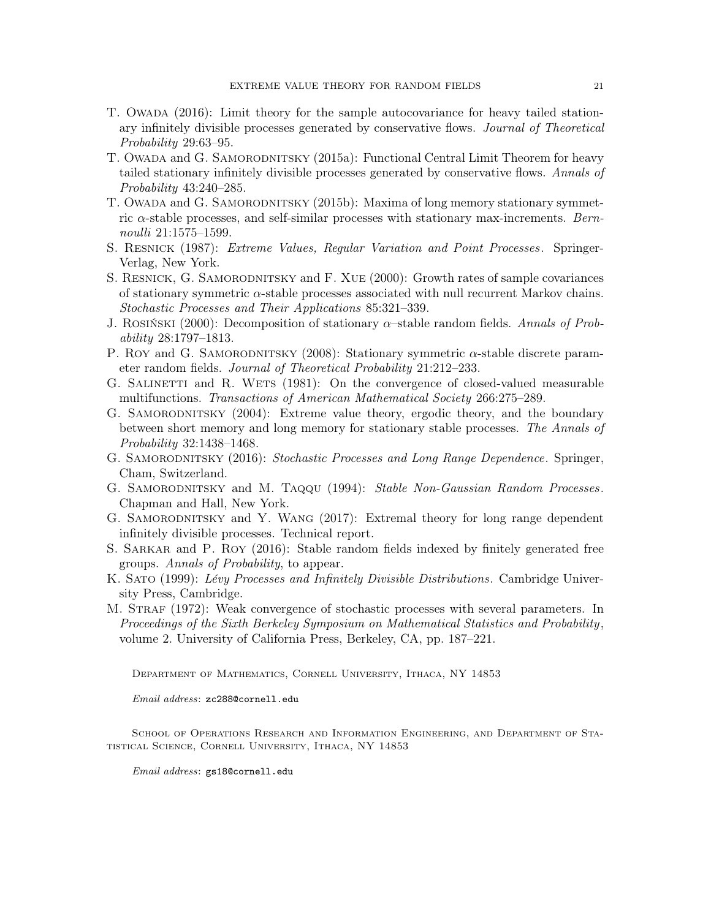T. Owada (2016): Limit theory for the sample autocovariance for heavy tailed stationary infinitely divisible processes generated by conservative flows. *Journal of Theoretical Probability* 29:63–95.

T. Owada and G. Samorodnitsky (2015a): Functional Central Limit Theorem for heavy tailed stationary infinitely divisible processes generated by conservative flows. *Annals of Probability* 43:240–285.

T. Owada and G. Samorodnitsky (2015b): Maxima of long memory stationary symmetric $\alpha$-stable processes, and self-similar processes with stationary max-increments. *Bernoulli* 21:1575–1599.

S. Resnick (1987): *Extreme Values, Regular Variation and Point Processes*. Springer-Verlag, New York.

S. Resnick, G. Samorodnitsky and F. Xue (2000): Growth rates of sample covariances of stationary symmetric $\alpha$-stable processes associated with null recurrent Markov chains. *Stochastic Processes and Their Applications* 85:321–339.

J. Rosiński (2000): Decomposition of stationary $\alpha$–stable random fields. *Annals of Probability* 28:1797–1813.

P. Roy and G. Samorodnitsky (2008): Stationary symmetric $\alpha$-stable discrete parameter random fields. *Journal of Theoretical Probability* 21:212–233.

G. Salinetti and R. Wets (1981): On the convergence of closed-valued measurable multifunctions. *Transactions of American Mathematical Society* 266:275–289.

G. Samorodnitsky (2004): Extreme value theory, ergodic theory, and the boundary between short memory and long memory for stationary stable processes. *The Annals of Probability* 32:1438–1468.

G. Samorodnitsky (2016): *Stochastic Processes and Long Range Dependence*. Springer, Cham, Switzerland.

G. Samorodnitsky and M. Taqqu (1994): *Stable Non-Gaussian Random Processes*. Chapman and Hall, New York.

G. Samorodnitsky and Y. Wang (2017): Extremal theory for long range dependent infinitely divisible processes. Technical report.

S. Sarkar and P. Roy (2016): Stable random fields indexed by finitely generated free groups. *Annals of Probability*, to appear.

K. Sato (1999): *Lévy Processes and Infinitely Divisible Distributions*. Cambridge University Press, Cambridge.

M. Straf (1972): Weak convergence of stochastic processes with several parameters. In *Proceedings of the Sixth Berkeley Symposium on Mathematical Statistics and Probability*, volume 2. University of California Press, Berkeley, CA, pp. 187–221.

Department of Mathematics, Cornell University, Ithaca, NY 14853

*Email address*: zc288@cornell.edu

School of Operations Research and Information Engineering, and Department of Statistical Science, Cornell University, Ithaca, NY 14853

*Email address*: gs18@cornell.edu